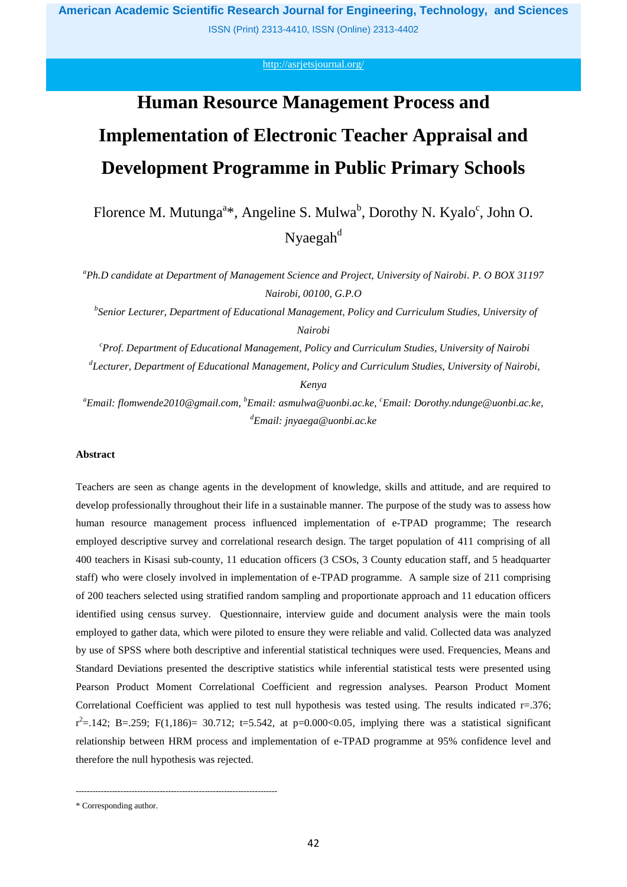# Human Resource Management Process and Implementation of Electronic Teacher Appraisal and Development Programme in Public Primary Schools

Florence M. Mutunga[a]*, Angeline S. Mulwa[b], Dorothy N. Kyalo[c], John O. Nyaegah[d]

[a]*Ph.D candidate at Department of Management Science and Project, University of Nairobi. P. O BOX 31197 Nairobi, 00100, G.P.O*

[b]*Senior Lecturer, Department of Educational Management, Policy and Curriculum Studies, University of Nairobi*

[c]*Prof. Department of Educational Management, Policy and Curriculum Studies, University of Nairobi*

[d]*Lecturer, Department of Educational Management, Policy and Curriculum Studies, University of Nairobi, Kenya*

[a]*Email: flomwende2010@gmail.com,* [b]*Email: asmulwa@uonbi.ac.ke,* [c]*Email: Dorothy.ndunge@uonbi.ac.ke,* [d]*Email: jnyaega@uonbi.ac.ke*

**Abstract**

Teachers are seen as change agents in the development of knowledge, skills and attitude, and are required to develop professionally throughout their life in a sustainable manner. The purpose of the study was to assess how human resource management process influenced implementation of e-TPAD programme; The research employed descriptive survey and correlational research design. The target population of 411 comprising of all 400 teachers in Kisasi sub-county, 11 education officers (3 CSOs, 3 County education staff, and 5 headquarter staff) who were closely involved in implementation of e-TPAD programme. A sample size of 211 comprising of 200 teachers selected using stratified random sampling and proportionate approach and 11 education officers identified using census survey. Questionnaire, interview guide and document analysis were the main tools employed to gather data, which were piloted to ensure they were reliable and valid. Collected data was analyzed by use of SPSS where both descriptive and inferential statistical techniques were used. Frequencies, Means and Standard Deviations presented the descriptive statistics while inferential statistical tests were presented using Pearson Product Moment Correlational Coefficient and regression analyses. Pearson Product Moment Correlational Coefficient was applied to test null hypothesis was tested using. The results indicated $r=.376$; $r^2=.142$; $B=.259$; $F(1,186)= 30.712$; $t=5.542$, at $p=0.000<0.05$, implying there was a statistical significant relationship between HRM process and implementation of e-TPAD programme at 95% confidence level and therefore the null hypothesis was rejected.

------------------------------------------------------------------------

\* Corresponding author.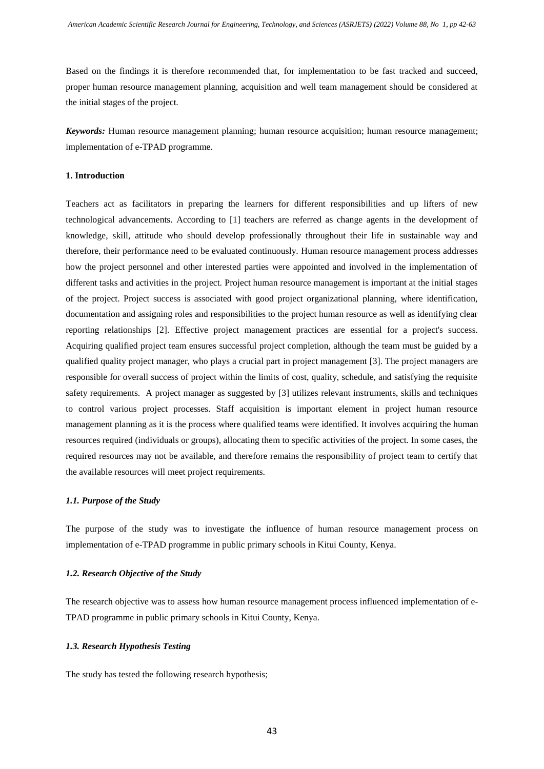Based on the findings it is therefore recommended that, for implementation to be fast tracked and succeed, proper human resource management planning, acquisition and well team management should be considered at the initial stages of the project.

***Keywords:*** Human resource management planning; human resource acquisition; human resource management; implementation of e-TPAD programme.

## 1. Introduction

Teachers act as facilitators in preparing the learners for different responsibilities and up lifters of new technological advancements. According to [1] teachers are referred as change agents in the development of knowledge, skill, attitude who should develop professionally throughout their life in sustainable way and therefore, their performance need to be evaluated continuously. Human resource management process addresses how the project personnel and other interested parties were appointed and involved in the implementation of different tasks and activities in the project. Project human resource management is important at the initial stages of the project. Project success is associated with good project organizational planning, where identification, documentation and assigning roles and responsibilities to the project human resource as well as identifying clear reporting relationships [2]. Effective project management practices are essential for a project's success. Acquiring qualified project team ensures successful project completion, although the team must be guided by a qualified quality project manager, who plays a crucial part in project management [3]. The project managers are responsible for overall success of project within the limits of cost, quality, schedule, and satisfying the requisite safety requirements. A project manager as suggested by [3] utilizes relevant instruments, skills and techniques to control various project processes. Staff acquisition is important element in project human resource management planning as it is the process where qualified teams were identified. It involves acquiring the human resources required (individuals or groups), allocating them to specific activities of the project. In some cases, the required resources may not be available, and therefore remains the responsibility of project team to certify that the available resources will meet project requirements.

### *1.1. Purpose of the Study*

The purpose of the study was to investigate the influence of human resource management process on implementation of e-TPAD programme in public primary schools in Kitui County, Kenya.

### *1.2. Research Objective of the Study*

The research objective was to assess how human resource management process influenced implementation of e-TPAD programme in public primary schools in Kitui County, Kenya.

### *1.3. Research Hypothesis Testing*

The study has tested the following research hypothesis;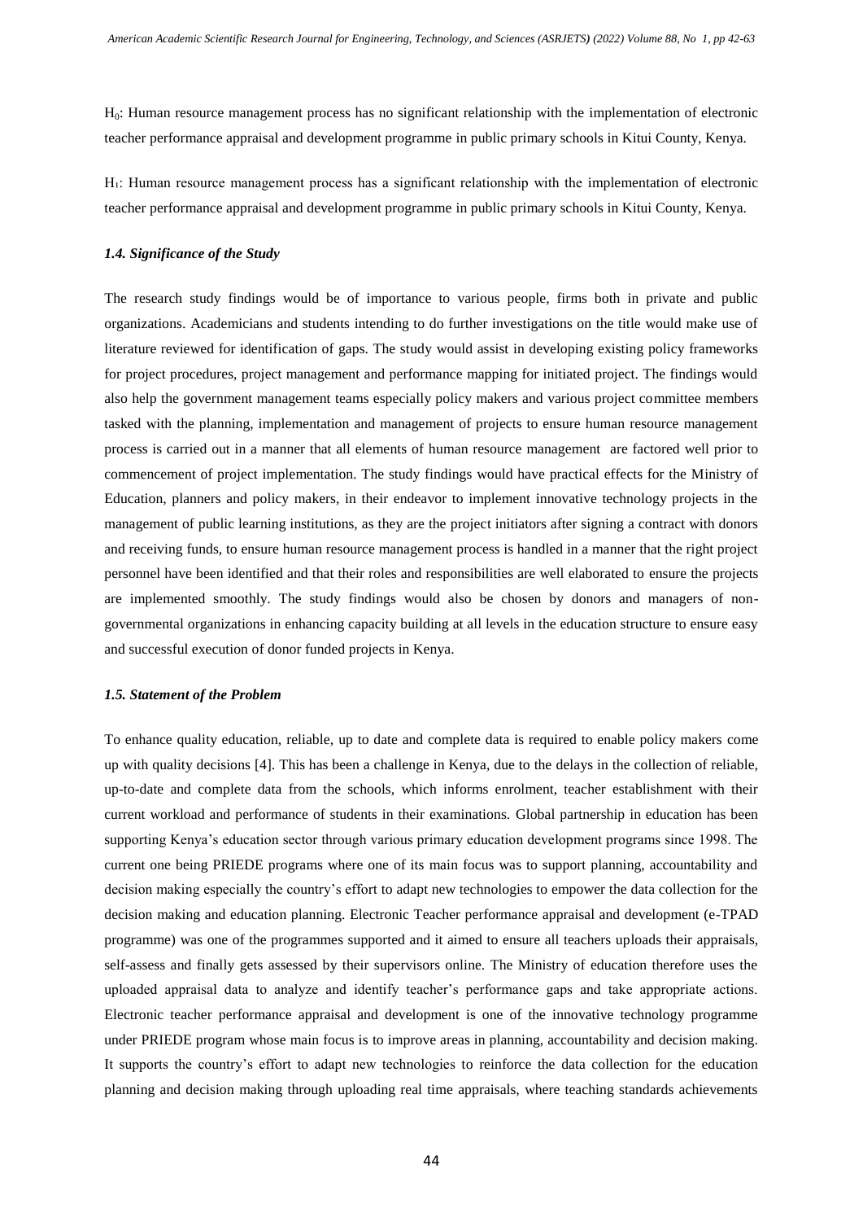$H_0$: Human resource management process has no significant relationship with the implementation of electronic teacher performance appraisal and development programme in public primary schools in Kitui County, Kenya.

$H_1$: Human resource management process has a significant relationship with the implementation of electronic teacher performance appraisal and development programme in public primary schools in Kitui County, Kenya.

### *1.4. Significance of the Study*

The research study findings would be of importance to various people, firms both in private and public organizations. Academicians and students intending to do further investigations on the title would make use of literature reviewed for identification of gaps. The study would assist in developing existing policy frameworks for project procedures, project management and performance mapping for initiated project. The findings would also help the government management teams especially policy makers and various project committee members tasked with the planning, implementation and management of projects to ensure human resource management process is carried out in a manner that all elements of human resource management are factored well prior to commencement of project implementation. The study findings would have practical effects for the Ministry of Education, planners and policy makers, in their endeavor to implement innovative technology projects in the management of public learning institutions, as they are the project initiators after signing a contract with donors and receiving funds, to ensure human resource management process is handled in a manner that the right project personnel have been identified and that their roles and responsibilities are well elaborated to ensure the projects are implemented smoothly. The study findings would also be chosen by donors and managers of non-governmental organizations in enhancing capacity building at all levels in the education structure to ensure easy and successful execution of donor funded projects in Kenya.

### *1.5. Statement of the Problem*

To enhance quality education, reliable, up to date and complete data is required to enable policy makers come up with quality decisions [4]. This has been a challenge in Kenya, due to the delays in the collection of reliable, up-to-date and complete data from the schools, which informs enrolment, teacher establishment with their current workload and performance of students in their examinations. Global partnership in education has been supporting Kenya's education sector through various primary education development programs since 1998. The current one being PRIEDE programs where one of its main focus was to support planning, accountability and decision making especially the country's effort to adapt new technologies to empower the data collection for the decision making and education planning. Electronic Teacher performance appraisal and development (e-TPAD programme) was one of the programmes supported and it aimed to ensure all teachers uploads their appraisals, self-assess and finally gets assessed by their supervisors online. The Ministry of education therefore uses the uploaded appraisal data to analyze and identify teacher's performance gaps and take appropriate actions. Electronic teacher performance appraisal and development is one of the innovative technology programme under PRIEDE program whose main focus is to improve areas in planning, accountability and decision making. It supports the country's effort to adapt new technologies to reinforce the data collection for the education planning and decision making through uploading real time appraisals, where teaching standards achievements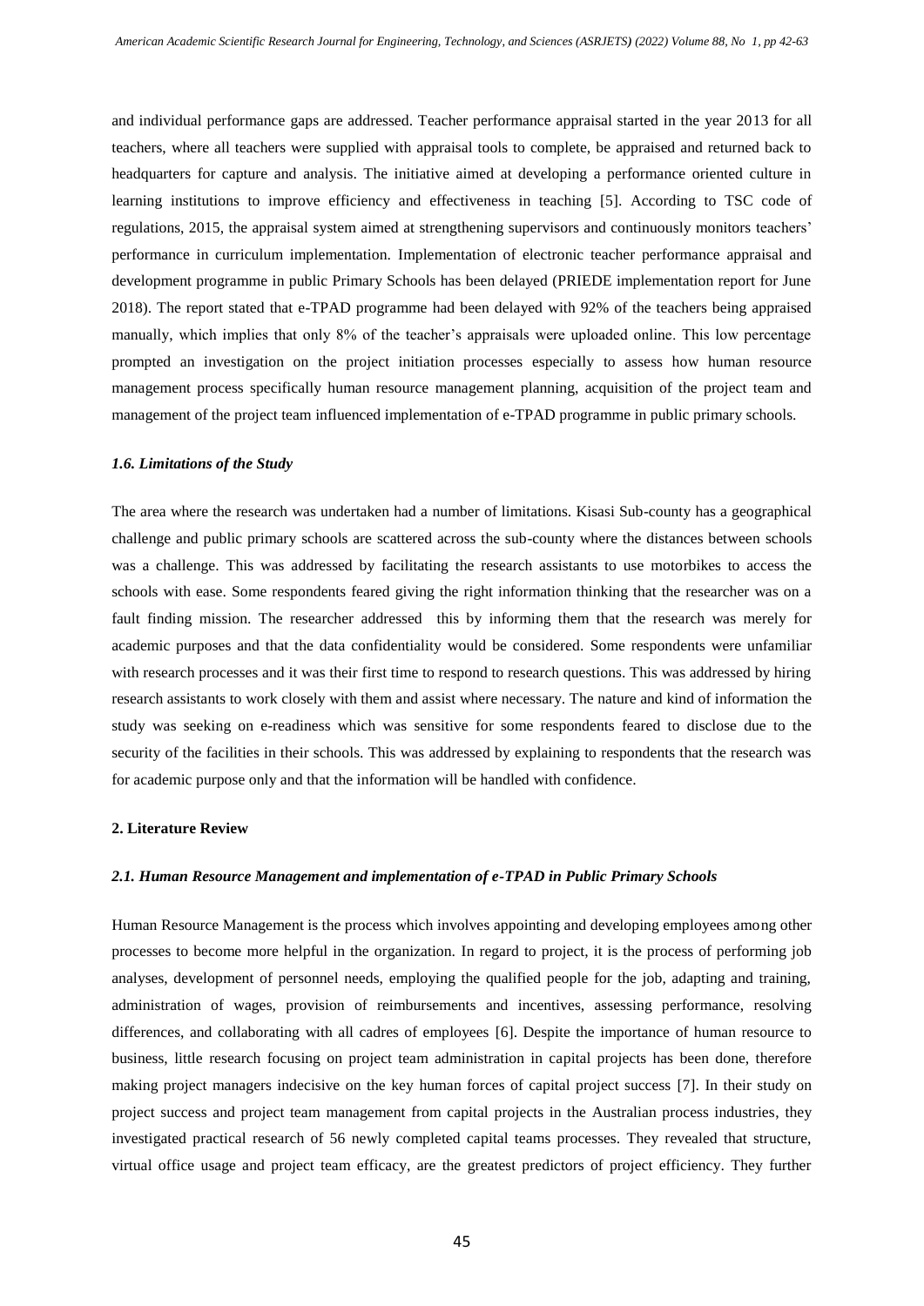and individual performance gaps are addressed. Teacher performance appraisal started in the year 2013 for all teachers, where all teachers were supplied with appraisal tools to complete, be appraised and returned back to headquarters for capture and analysis. The initiative aimed at developing a performance oriented culture in learning institutions to improve efficiency and effectiveness in teaching [5]. According to TSC code of regulations, 2015, the appraisal system aimed at strengthening supervisors and continuously monitors teachers' performance in curriculum implementation. Implementation of electronic teacher performance appraisal and development programme in public Primary Schools has been delayed (PRIEDE implementation report for June 2018). The report stated that e-TPAD programme had been delayed with 92% of the teachers being appraised manually, which implies that only 8% of the teacher's appraisals were uploaded online. This low percentage prompted an investigation on the project initiation processes especially to assess how human resource management process specifically human resource management planning, acquisition of the project team and management of the project team influenced implementation of e-TPAD programme in public primary schools.

### *1.6. Limitations of the Study*

The area where the research was undertaken had a number of limitations. Kisasi Sub-county has a geographical challenge and public primary schools are scattered across the sub-county where the distances between schools was a challenge. This was addressed by facilitating the research assistants to use motorbikes to access the schools with ease. Some respondents feared giving the right information thinking that the researcher was on a fault finding mission. The researcher addressed this by informing them that the research was merely for academic purposes and that the data confidentiality would be considered. Some respondents were unfamiliar with research processes and it was their first time to respond to research questions. This was addressed by hiring research assistants to work closely with them and assist where necessary. The nature and kind of information the study was seeking on e-readiness which was sensitive for some respondents feared to disclose due to the security of the facilities in their schools. This was addressed by explaining to respondents that the research was for academic purpose only and that the information will be handled with confidence.

## 2. Literature Review

### *2.1. Human Resource Management and implementation of e-TPAD in Public Primary Schools*

Human Resource Management is the process which involves appointing and developing employees among other processes to become more helpful in the organization. In regard to project, it is the process of performing job analyses, development of personnel needs, employing the qualified people for the job, adapting and training, administration of wages, provision of reimbursements and incentives, assessing performance, resolving differences, and collaborating with all cadres of employees [6]. Despite the importance of human resource to business, little research focusing on project team administration in capital projects has been done, therefore making project managers indecisive on the key human forces of capital project success [7]. In their study on project success and project team management from capital projects in the Australian process industries, they investigated practical research of 56 newly completed capital teams processes. They revealed that structure, virtual office usage and project team efficacy, are the greatest predictors of project efficiency. They further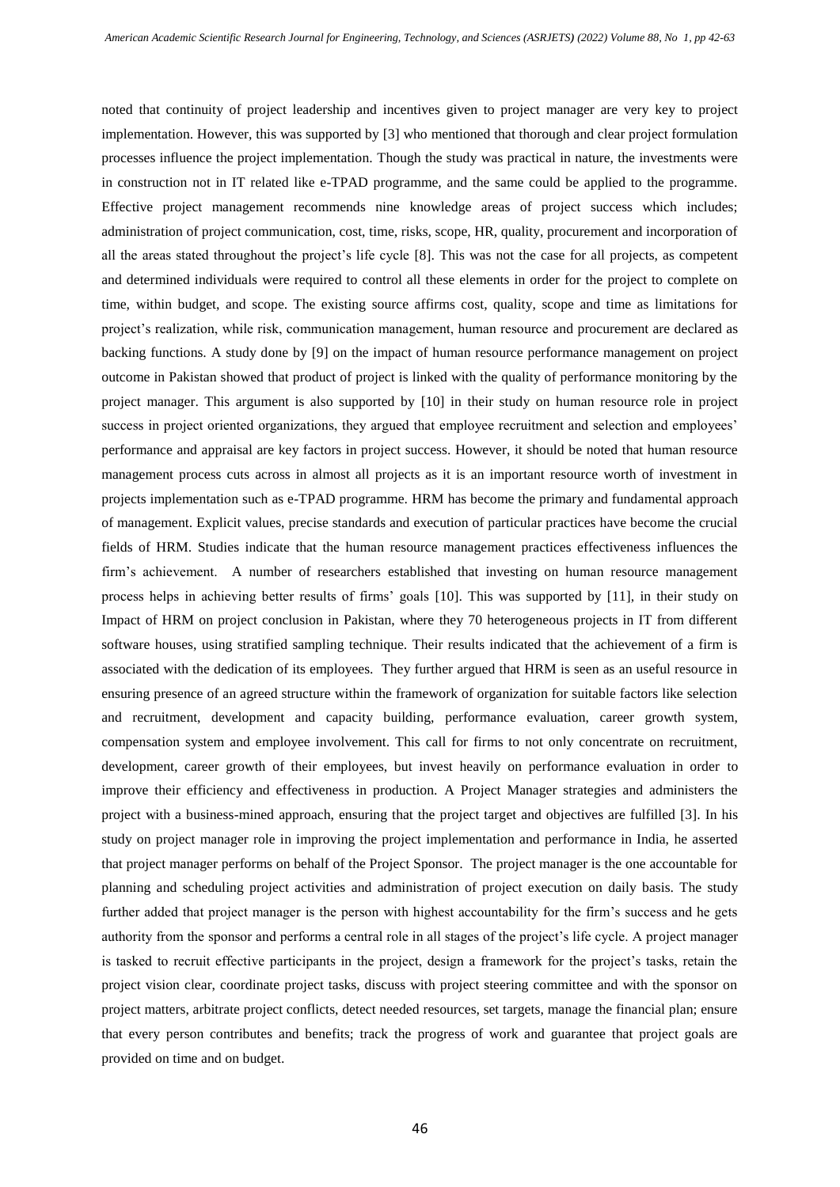noted that continuity of project leadership and incentives given to project manager are very key to project implementation. However, this was supported by [3] who mentioned that thorough and clear project formulation processes influence the project implementation. Though the study was practical in nature, the investments were in construction not in IT related like e-TPAD programme, and the same could be applied to the programme. Effective project management recommends nine knowledge areas of project success which includes; administration of project communication, cost, time, risks, scope, HR, quality, procurement and incorporation of all the areas stated throughout the project's life cycle [8]. This was not the case for all projects, as competent and determined individuals were required to control all these elements in order for the project to complete on time, within budget, and scope. The existing source affirms cost, quality, scope and time as limitations for project's realization, while risk, communication management, human resource and procurement are declared as backing functions. A study done by [9] on the impact of human resource performance management on project outcome in Pakistan showed that product of project is linked with the quality of performance monitoring by the project manager. This argument is also supported by [10] in their study on human resource role in project success in project oriented organizations, they argued that employee recruitment and selection and employees' performance and appraisal are key factors in project success. However, it should be noted that human resource management process cuts across in almost all projects as it is an important resource worth of investment in projects implementation such as e-TPAD programme. HRM has become the primary and fundamental approach of management. Explicit values, precise standards and execution of particular practices have become the crucial fields of HRM. Studies indicate that the human resource management practices effectiveness influences the firm's achievement. A number of researchers established that investing on human resource management process helps in achieving better results of firms' goals [10]. This was supported by [11], in their study on Impact of HRM on project conclusion in Pakistan, where they 70 heterogeneous projects in IT from different software houses, using stratified sampling technique. Their results indicated that the achievement of a firm is associated with the dedication of its employees. They further argued that HRM is seen as an useful resource in ensuring presence of an agreed structure within the framework of organization for suitable factors like selection and recruitment, development and capacity building, performance evaluation, career growth system, compensation system and employee involvement. This call for firms to not only concentrate on recruitment, development, career growth of their employees, but invest heavily on performance evaluation in order to improve their efficiency and effectiveness in production. A Project Manager strategies and administers the project with a business-mined approach, ensuring that the project target and objectives are fulfilled [3]. In his study on project manager role in improving the project implementation and performance in India, he asserted that project manager performs on behalf of the Project Sponsor. The project manager is the one accountable for planning and scheduling project activities and administration of project execution on daily basis. The study further added that project manager is the person with highest accountability for the firm's success and he gets authority from the sponsor and performs a central role in all stages of the project's life cycle. A project manager is tasked to recruit effective participants in the project, design a framework for the project's tasks, retain the project vision clear, coordinate project tasks, discuss with project steering committee and with the sponsor on project matters, arbitrate project conflicts, detect needed resources, set targets, manage the financial plan; ensure that every person contributes and benefits; track the progress of work and guarantee that project goals are provided on time and on budget.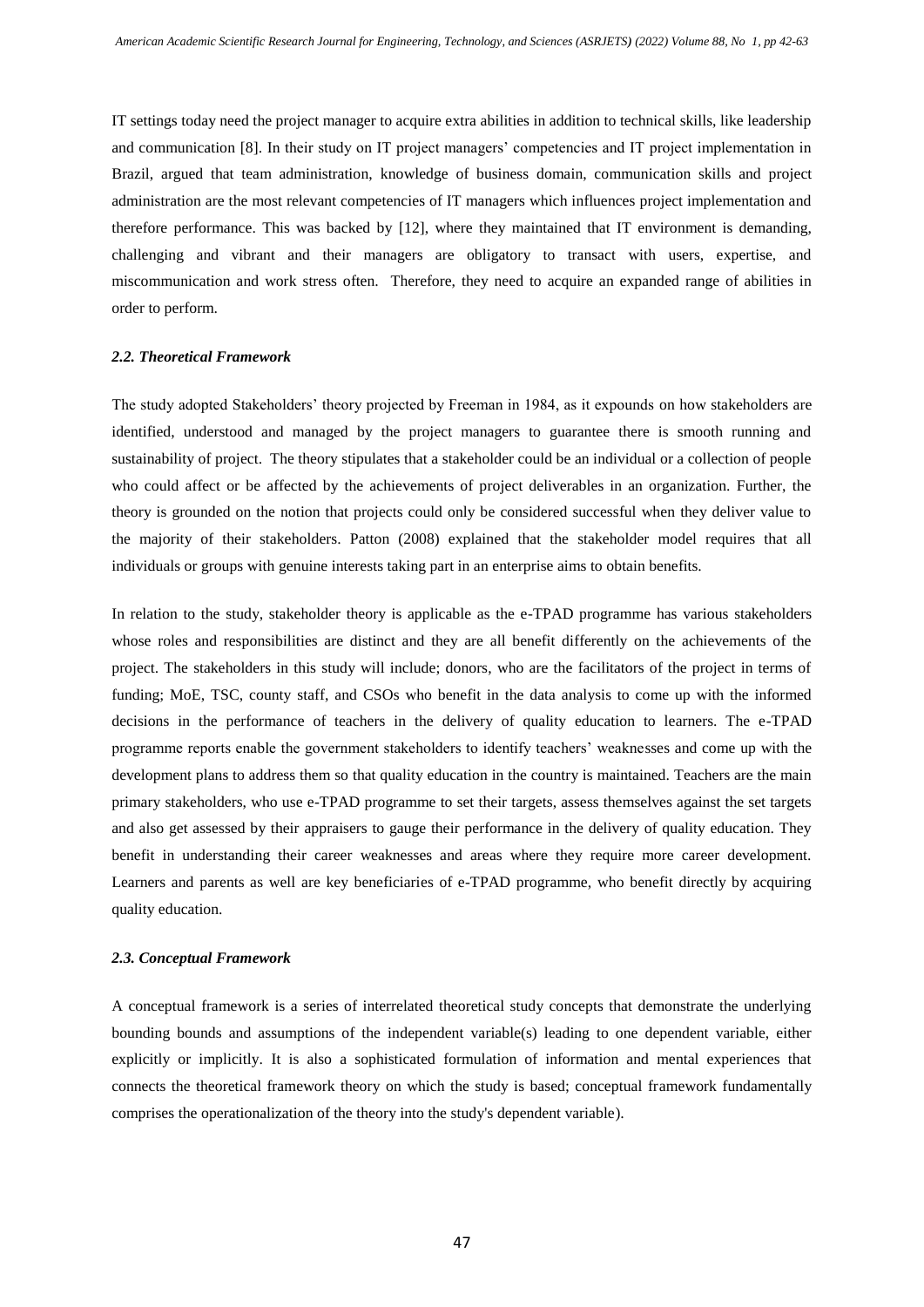IT settings today need the project manager to acquire extra abilities in addition to technical skills, like leadership and communication [8]. In their study on IT project managers' competencies and IT project implementation in Brazil, argued that team administration, knowledge of business domain, communication skills and project administration are the most relevant competencies of IT managers which influences project implementation and therefore performance. This was backed by [12], where they maintained that IT environment is demanding, challenging and vibrant and their managers are obligatory to transact with users, expertise, and miscommunication and work stress often. Therefore, they need to acquire an expanded range of abilities in order to perform.

### *2.2. Theoretical Framework*

The study adopted Stakeholders' theory projected by Freeman in 1984, as it expounds on how stakeholders are identified, understood and managed by the project managers to guarantee there is smooth running and sustainability of project. The theory stipulates that a stakeholder could be an individual or a collection of people who could affect or be affected by the achievements of project deliverables in an organization. Further, the theory is grounded on the notion that projects could only be considered successful when they deliver value to the majority of their stakeholders. Patton (2008) explained that the stakeholder model requires that all individuals or groups with genuine interests taking part in an enterprise aims to obtain benefits.

In relation to the study, stakeholder theory is applicable as the e-TPAD programme has various stakeholders whose roles and responsibilities are distinct and they are all benefit differently on the achievements of the project. The stakeholders in this study will include; donors, who are the facilitators of the project in terms of funding; MoE, TSC, county staff, and CSOs who benefit in the data analysis to come up with the informed decisions in the performance of teachers in the delivery of quality education to learners. The e-TPAD programme reports enable the government stakeholders to identify teachers' weaknesses and come up with the development plans to address them so that quality education in the country is maintained. Teachers are the main primary stakeholders, who use e-TPAD programme to set their targets, assess themselves against the set targets and also get assessed by their appraisers to gauge their performance in the delivery of quality education. They benefit in understanding their career weaknesses and areas where they require more career development. Learners and parents as well are key beneficiaries of e-TPAD programme, who benefit directly by acquiring quality education.

### *2.3. Conceptual Framework*

A conceptual framework is a series of interrelated theoretical study concepts that demonstrate the underlying bounding bounds and assumptions of the independent variable(s) leading to one dependent variable, either explicitly or implicitly. It is also a sophisticated formulation of information and mental experiences that connects the theoretical framework theory on which the study is based; conceptual framework fundamentally comprises the operationalization of the theory into the study's dependent variable).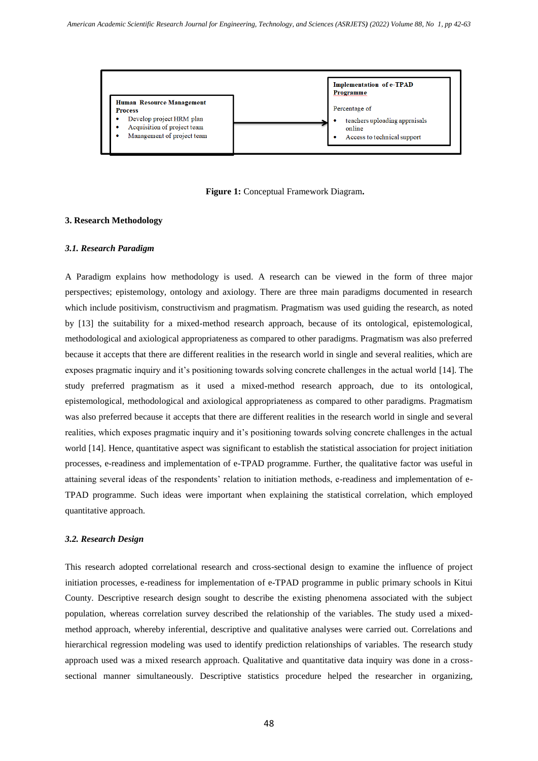**Human Resource Management Process**

- Develop project HRM plan
- Acquisition of project team
- Management of project team

**Implementation of e-TPAD Programme**

Percentage of

- teachers uploading appraisals online
- Access to technical support

**Figure 1:** Conceptual Framework Diagram**.**

## 3. Research Methodology

### *3.1. Research Paradigm*

A Paradigm explains how methodology is used. A research can be viewed in the form of three major perspectives; epistemology, ontology and axiology. There are three main paradigms documented in research which include positivism, constructivism and pragmatism. Pragmatism was used guiding the research, as noted by [13] the suitability for a mixed-method research approach, because of its ontological, epistemological, methodological and axiological appropriateness as compared to other paradigms. Pragmatism was also preferred because it accepts that there are different realities in the research world in single and several realities, which are exposes pragmatic inquiry and it's positioning towards solving concrete challenges in the actual world [14]. The study preferred pragmatism as it used a mixed-method research approach, due to its ontological, epistemological, methodological and axiological appropriateness as compared to other paradigms. Pragmatism was also preferred because it accepts that there are different realities in the research world in single and several realities, which exposes pragmatic inquiry and it's positioning towards solving concrete challenges in the actual world [14]. Hence, quantitative aspect was significant to establish the statistical association for project initiation processes, e-readiness and implementation of e-TPAD programme. Further, the qualitative factor was useful in attaining several ideas of the respondents' relation to initiation methods, e-readiness and implementation of e-TPAD programme. Such ideas were important when explaining the statistical correlation, which employed quantitative approach.

### *3.2. Research Design*

This research adopted correlational research and cross-sectional design to examine the influence of project initiation processes, e-readiness for implementation of e-TPAD programme in public primary schools in Kitui County. Descriptive research design sought to describe the existing phenomena associated with the subject population, whereas correlation survey described the relationship of the variables. The study used a mixed-method approach, whereby inferential, descriptive and qualitative analyses were carried out. Correlations and hierarchical regression modeling was used to identify prediction relationships of variables. The research study approach used was a mixed research approach. Qualitative and quantitative data inquiry was done in a cross-sectional manner simultaneously. Descriptive statistics procedure helped the researcher in organizing,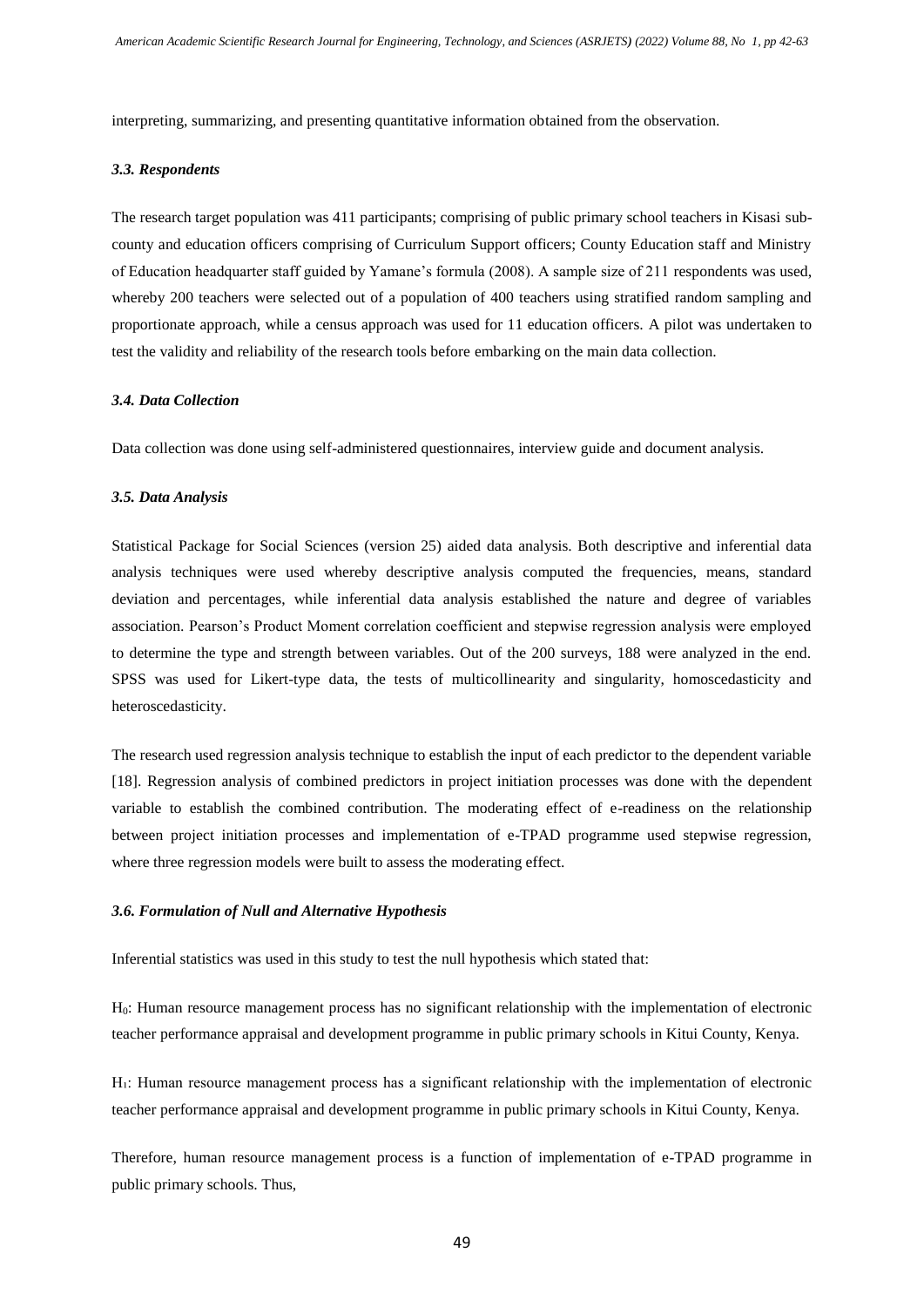interpreting, summarizing, and presenting quantitative information obtained from the observation.

### *3.3. Respondents*

The research target population was 411 participants; comprising of public primary school teachers in Kisasi sub-county and education officers comprising of Curriculum Support officers; County Education staff and Ministry of Education headquarter staff guided by Yamane's formula (2008). A sample size of 211 respondents was used, whereby 200 teachers were selected out of a population of 400 teachers using stratified random sampling and proportionate approach, while a census approach was used for 11 education officers. A pilot was undertaken to test the validity and reliability of the research tools before embarking on the main data collection.

### *3.4. Data Collection*

Data collection was done using self-administered questionnaires, interview guide and document analysis.

### *3.5. Data Analysis*

Statistical Package for Social Sciences (version 25) aided data analysis. Both descriptive and inferential data analysis techniques were used whereby descriptive analysis computed the frequencies, means, standard deviation and percentages, while inferential data analysis established the nature and degree of variables association. Pearson's Product Moment correlation coefficient and stepwise regression analysis were employed to determine the type and strength between variables. Out of the 200 surveys, 188 were analyzed in the end. SPSS was used for Likert-type data, the tests of multicollinearity and singularity, homoscedasticity and heteroscedasticity.

The research used regression analysis technique to establish the input of each predictor to the dependent variable [18]. Regression analysis of combined predictors in project initiation processes was done with the dependent variable to establish the combined contribution. The moderating effect of e-readiness on the relationship between project initiation processes and implementation of e-TPAD programme used stepwise regression, where three regression models were built to assess the moderating effect.

### *3.6. Formulation of Null and Alternative Hypothesis*

Inferential statistics was used in this study to test the null hypothesis which stated that:

$H_0$: Human resource management process has no significant relationship with the implementation of electronic teacher performance appraisal and development programme in public primary schools in Kitui County, Kenya.

$H_1$: Human resource management process has a significant relationship with the implementation of electronic teacher performance appraisal and development programme in public primary schools in Kitui County, Kenya.

Therefore, human resource management process is a function of implementation of e-TPAD programme in public primary schools. Thus,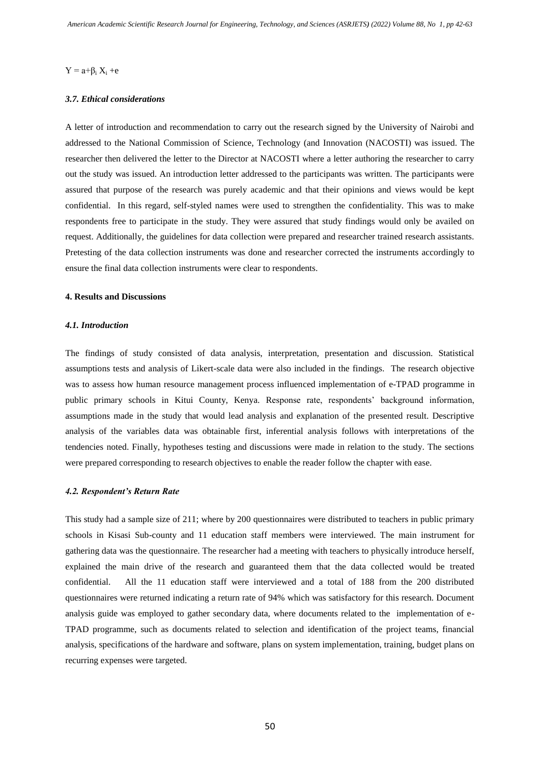$Y = a+\beta_i X_i +e$

### *3.7. Ethical considerations*

A letter of introduction and recommendation to carry out the research signed by the University of Nairobi and addressed to the National Commission of Science, Technology (and Innovation (NACOSTI) was issued. The researcher then delivered the letter to the Director at NACOSTI where a letter authoring the researcher to carry out the study was issued. An introduction letter addressed to the participants was written. The participants were assured that purpose of the research was purely academic and that their opinions and views would be kept confidential. In this regard, self-styled names were used to strengthen the confidentiality. This was to make respondents free to participate in the study. They were assured that study findings would only be availed on request. Additionally, the guidelines for data collection were prepared and researcher trained research assistants. Pretesting of the data collection instruments was done and researcher corrected the instruments accordingly to ensure the final data collection instruments were clear to respondents.

## 4. Results and Discussions

### *4.1. Introduction*

The findings of study consisted of data analysis, interpretation, presentation and discussion. Statistical assumptions tests and analysis of Likert-scale data were also included in the findings. The research objective was to assess how human resource management process influenced implementation of e-TPAD programme in public primary schools in Kitui County, Kenya. Response rate, respondents' background information, assumptions made in the study that would lead analysis and explanation of the presented result. Descriptive analysis of the variables data was obtainable first, inferential analysis follows with interpretations of the tendencies noted. Finally, hypotheses testing and discussions were made in relation to the study. The sections were prepared corresponding to research objectives to enable the reader follow the chapter with ease.

### *4.2. Respondent's Return Rate*

This study had a sample size of 211; where by 200 questionnaires were distributed to teachers in public primary schools in Kisasi Sub-county and 11 education staff members were interviewed. The main instrument for gathering data was the questionnaire. The researcher had a meeting with teachers to physically introduce herself, explained the main drive of the research and guaranteed them that the data collected would be treated confidential. All the 11 education staff were interviewed and a total of 188 from the 200 distributed questionnaires were returned indicating a return rate of 94% which was satisfactory for this research. Document analysis guide was employed to gather secondary data, where documents related to the implementation of e-TPAD programme, such as documents related to selection and identification of the project teams, financial analysis, specifications of the hardware and software, plans on system implementation, training, budget plans on recurring expenses were targeted.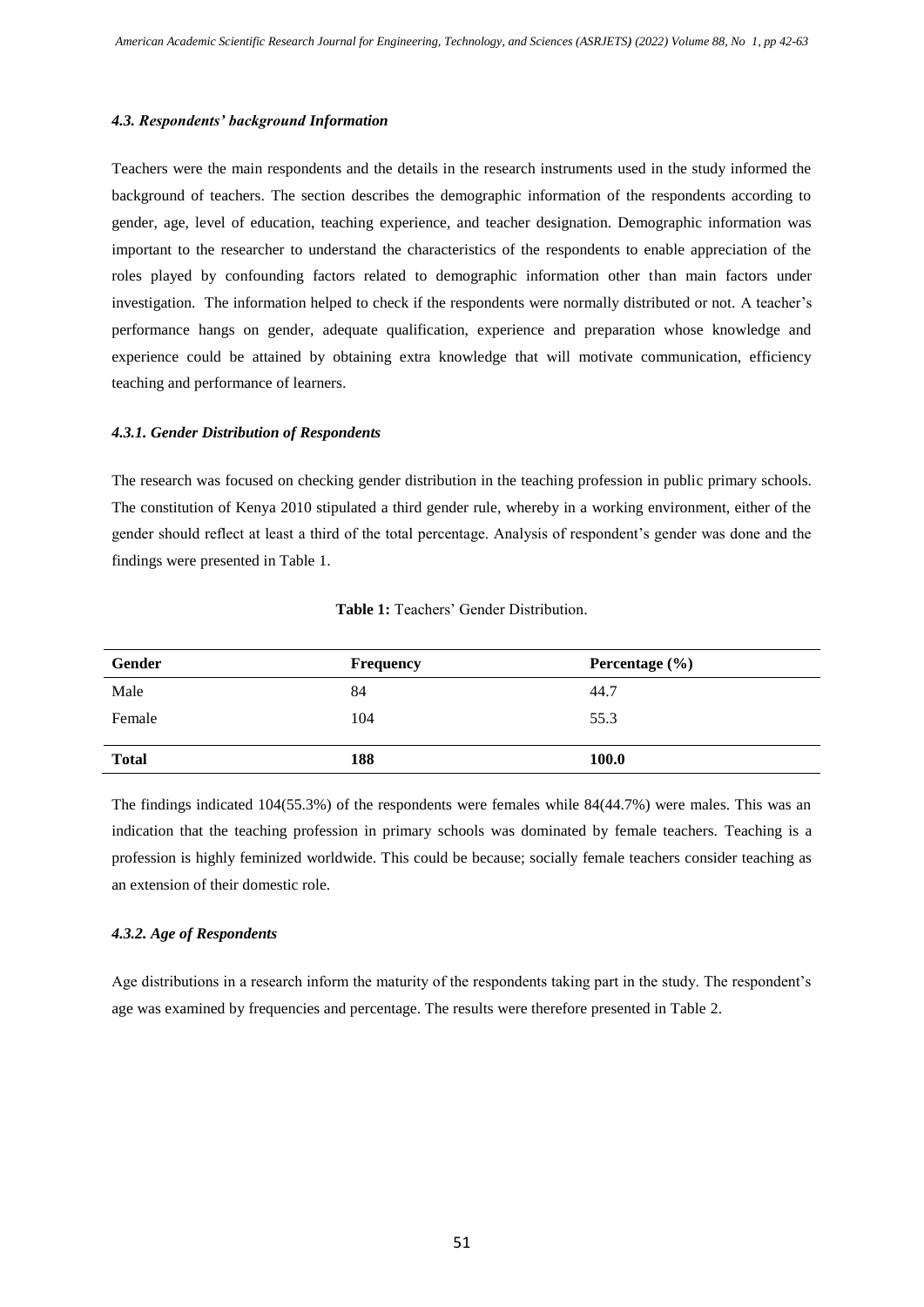#### *4.3. Respondents' background Information*

Teachers were the main respondents and the details in the research instruments used in the study informed the background of teachers. The section describes the demographic information of the respondents according to gender, age, level of education, teaching experience, and teacher designation. Demographic information was important to the researcher to understand the characteristics of the respondents to enable appreciation of the roles played by confounding factors related to demographic information other than main factors under investigation. The information helped to check if the respondents were normally distributed or not. A teacher's performance hangs on gender, adequate qualification, experience and preparation whose knowledge and experience could be attained by obtaining extra knowledge that will motivate communication, efficiency teaching and performance of learners.

#### *4.3.1. Gender Distribution of Respondents*

The research was focused on checking gender distribution in the teaching profession in public primary schools. The constitution of Kenya 2010 stipulated a third gender rule, whereby in a working environment, either of the gender should reflect at least a third of the total percentage. Analysis of respondent's gender was done and the findings were presented in Table 1.

**Table 1:** Teachers' Gender Distribution.

| Gender | Frequency | Percentage (%) |
|---|---|---|
| Male | 84 | 44.7 |
| Female | 104 | 55.3 |
| **Total** | **188** | **100.0** |

The findings indicated 104(55.3%) of the respondents were females while 84(44.7%) were males. This was an indication that the teaching profession in primary schools was dominated by female teachers. Teaching is a profession is highly feminized worldwide. This could be because; socially female teachers consider teaching as an extension of their domestic role.

#### *4.3.2. Age of Respondents*

Age distributions in a research inform the maturity of the respondents taking part in the study. The respondent's age was examined by frequencies and percentage. The results were therefore presented in Table 2.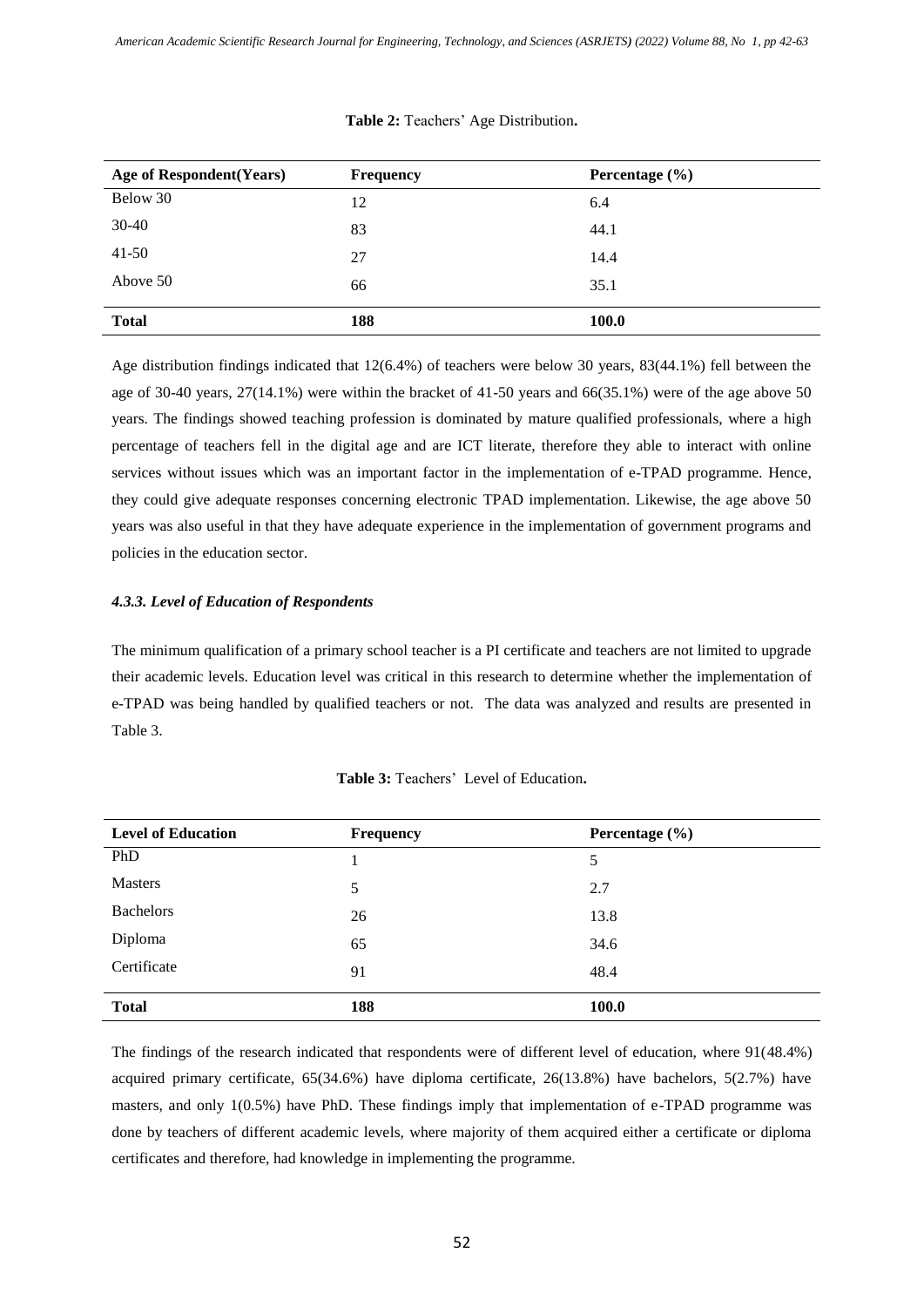**Table 2:** Teachers' Age Distribution**.**

| Age of Respondent(Years) | Frequency | Percentage (%) |
|---|---|---|
| Below 30 | 12 | 6.4 |
| 30-40 | 83 | 44.1 |
| 41-50 | 27 | 14.4 |
| Above 50 | 66 | 35.1 |
| **Total** | **188** | **100.0** |

Age distribution findings indicated that 12(6.4%) of teachers were below 30 years, 83(44.1%) fell between the age of 30-40 years, 27(14.1%) were within the bracket of 41-50 years and 66(35.1%) were of the age above 50 years. The findings showed teaching profession is dominated by mature qualified professionals, where a high percentage of teachers fell in the digital age and are ICT literate, therefore they able to interact with online services without issues which was an important factor in the implementation of e-TPAD programme. Hence, they could give adequate responses concerning electronic TPAD implementation. Likewise, the age above 50 years was also useful in that they have adequate experience in the implementation of government programs and policies in the education sector.

#### *4.3.3. Level of Education of Respondents*

The minimum qualification of a primary school teacher is a PI certificate and teachers are not limited to upgrade their academic levels. Education level was critical in this research to determine whether the implementation of e-TPAD was being handled by qualified teachers or not. The data was analyzed and results are presented in Table 3.

**Table 3:** Teachers' Level of Education**.**

| Level of Education | Frequency | Percentage (%) |
|---|---|---|
| PhD | 1 | 5 |
| Masters | 5 | 2.7 |
| Bachelors | 26 | 13.8 |
| Diploma | 65 | 34.6 |
| Certificate | 91 | 48.4 |
| **Total** | **188** | **100.0** |

The findings of the research indicated that respondents were of different level of education, where 91(48.4%) acquired primary certificate, 65(34.6%) have diploma certificate, 26(13.8%) have bachelors, 5(2.7%) have masters, and only 1(0.5%) have PhD. These findings imply that implementation of e-TPAD programme was done by teachers of different academic levels, where majority of them acquired either a certificate or diploma certificates and therefore, had knowledge in implementing the programme.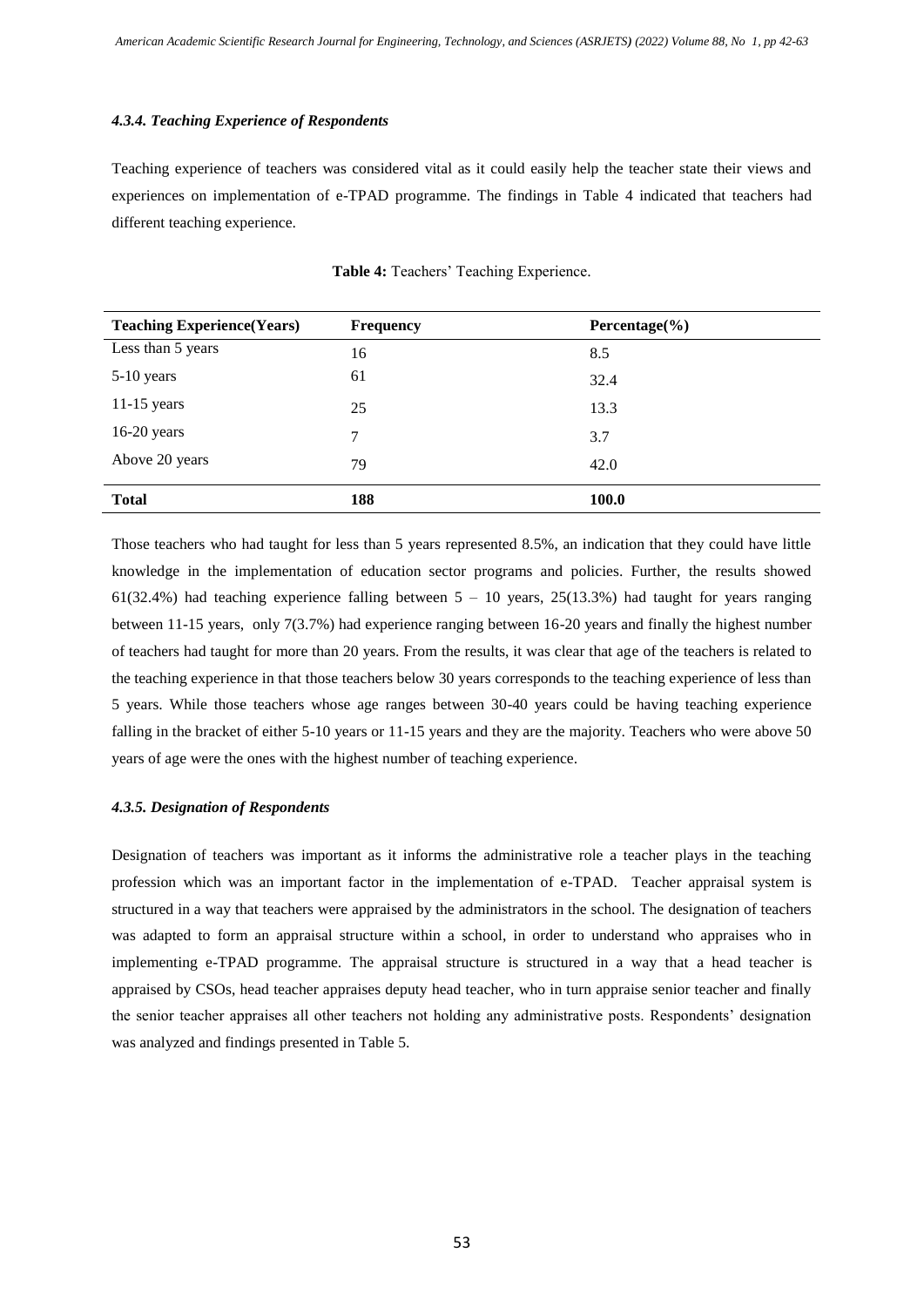#### *4.3.4. Teaching Experience of Respondents*

Teaching experience of teachers was considered vital as it could easily help the teacher state their views and experiences on implementation of e-TPAD programme. The findings in Table 4 indicated that teachers had different teaching experience.

**Table 4:** Teachers' Teaching Experience.

| Teaching Experience(Years) | Frequency | Percentage(%) |
|---|---|---|
| Less than 5 years | 16 | 8.5 |
| 5-10 years | 61 | 32.4 |
| 11-15 years | 25 | 13.3 |
| 16-20 years | 7 | 3.7 |
| Above 20 years | 79 | 42.0 |
| **Total** | **188** | **100.0** |

Those teachers who had taught for less than 5 years represented 8.5%, an indication that they could have little knowledge in the implementation of education sector programs and policies. Further, the results showed 61(32.4%) had teaching experience falling between 5 – 10 years, 25(13.3%) had taught for years ranging between 11-15 years, only 7(3.7%) had experience ranging between 16-20 years and finally the highest number of teachers had taught for more than 20 years. From the results, it was clear that age of the teachers is related to the teaching experience in that those teachers below 30 years corresponds to the teaching experience of less than 5 years. While those teachers whose age ranges between 30-40 years could be having teaching experience falling in the bracket of either 5-10 years or 11-15 years and they are the majority. Teachers who were above 50 years of age were the ones with the highest number of teaching experience.

#### *4.3.5. Designation of Respondents*

Designation of teachers was important as it informs the administrative role a teacher plays in the teaching profession which was an important factor in the implementation of e-TPAD. Teacher appraisal system is structured in a way that teachers were appraised by the administrators in the school. The designation of teachers was adapted to form an appraisal structure within a school, in order to understand who appraises who in implementing e-TPAD programme. The appraisal structure is structured in a way that a head teacher is appraised by CSOs, head teacher appraises deputy head teacher, who in turn appraise senior teacher and finally the senior teacher appraises all other teachers not holding any administrative posts. Respondents' designation was analyzed and findings presented in Table 5.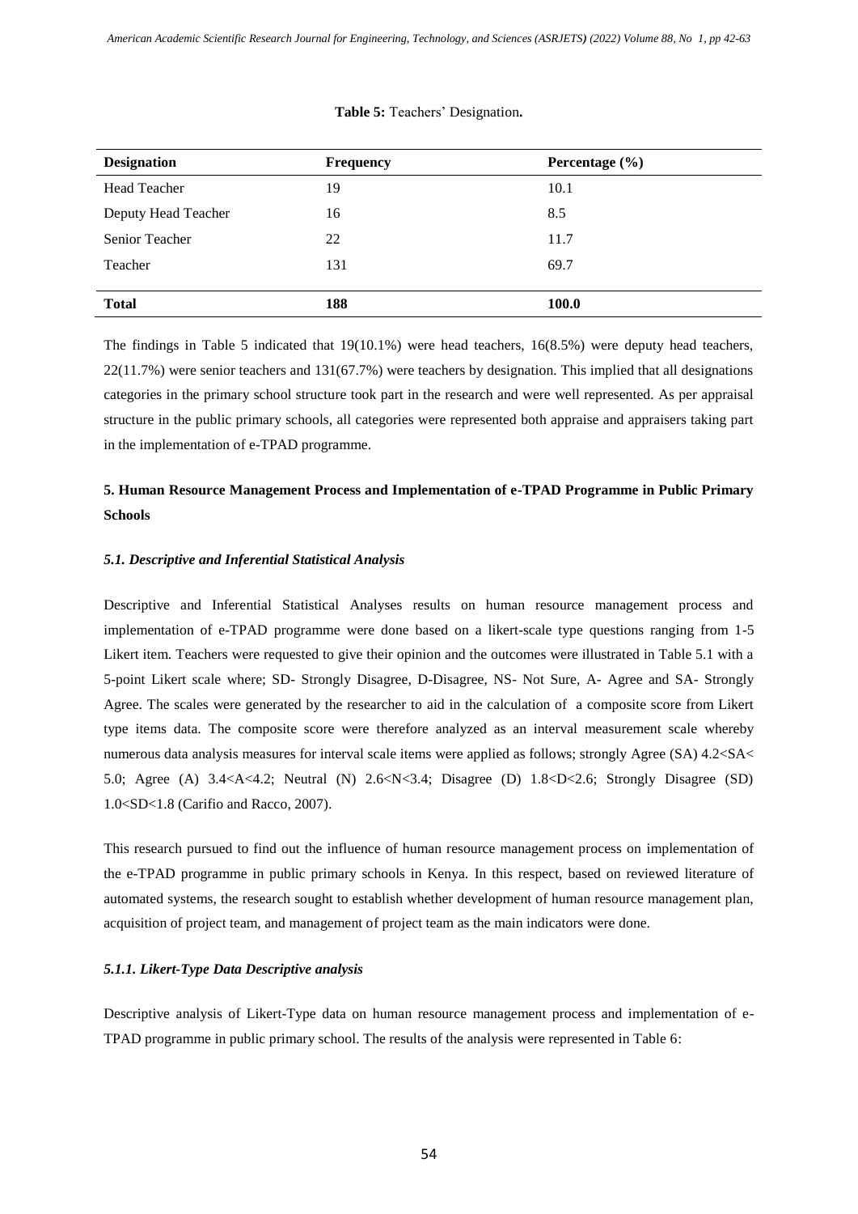**Table 5:** Teachers' Designation**.**

| Designation | Frequency | Percentage (%) |
|---|---|---|
| Head Teacher | 19 | 10.1 |
| Deputy Head Teacher | 16 | 8.5 |
| Senior Teacher | 22 | 11.7 |
| Teacher | 131 | 69.7 |
| **Total** | **188** | **100.0** |

The findings in Table 5 indicated that 19(10.1%) were head teachers, 16(8.5%) were deputy head teachers, 22(11.7%) were senior teachers and 131(67.7%) were teachers by designation. This implied that all designations categories in the primary school structure took part in the research and were well represented. As per appraisal structure in the public primary schools, all categories were represented both appraise and appraisers taking part in the implementation of e-TPAD programme.

## 5. Human Resource Management Process and Implementation of e-TPAD Programme in Public Primary Schools

### *5.1. Descriptive and Inferential Statistical Analysis*

Descriptive and Inferential Statistical Analyses results on human resource management process and implementation of e-TPAD programme were done based on a likert-scale type questions ranging from 1-5 Likert item. Teachers were requested to give their opinion and the outcomes were illustrated in Table 5.1 with a 5-point Likert scale where; SD- Strongly Disagree, D-Disagree, NS- Not Sure, A- Agree and SA- Strongly Agree. The scales were generated by the researcher to aid in the calculation of a composite score from Likert type items data. The composite score were therefore analyzed as an interval measurement scale whereby numerous data analysis measures for interval scale items were applied as follows; strongly Agree (SA) $4.2<SA<5.0$; Agree (A) $3.4<A<4.2$; Neutral (N) $2.6<N<3.4$; Disagree (D) $1.8<D<2.6$; Strongly Disagree (SD) $1.0<SD<1.8$ (Carifio and Racco, 2007).

This research pursued to find out the influence of human resource management process on implementation of the e-TPAD programme in public primary schools in Kenya. In this respect, based on reviewed literature of automated systems, the research sought to establish whether development of human resource management plan, acquisition of project team, and management of project team as the main indicators were done.

#### *5.1.1. Likert-Type Data Descriptive analysis*

Descriptive analysis of Likert-Type data on human resource management process and implementation of e-TPAD programme in public primary school. The results of the analysis were represented in Table 6: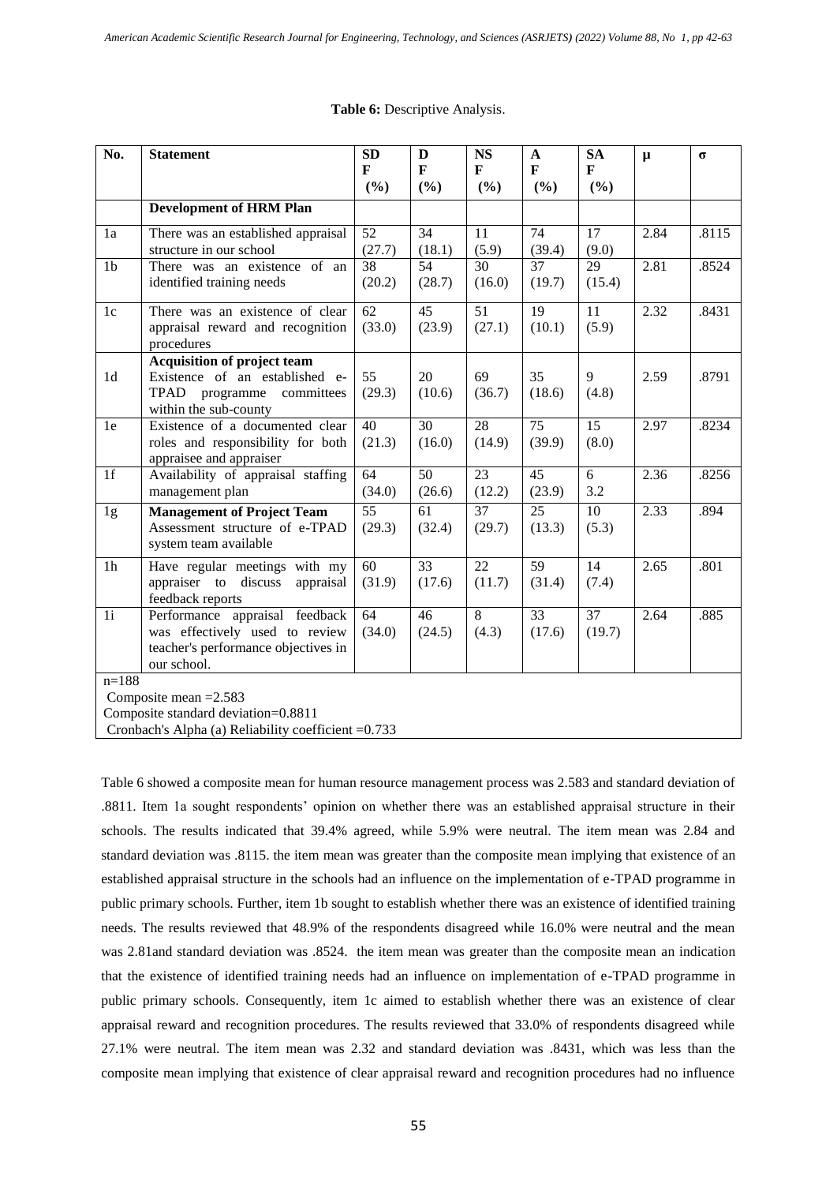**Table 6:** Descriptive Analysis.

| No. | Statement | SD F (%) | D F (%) | NS F (%) | A F (%) | SA F (%) | μ | σ |
|---|---|---|---|---|---|---|---|---|
| | **Development of HRM Plan** | | | | | | | |
| 1a | There was an established appraisal structure in our school | 52 (27.7) | 34 (18.1) | 11 (5.9) | 74 (39.4) | 17 (9.0) | 2.84 | .8115 |
| 1b | There was an existence of an identified training needs | 38 (20.2) | 54 (28.7) | 30 (16.0) | 37 (19.7) | 29 (15.4) | 2.81 | .8524 |
| 1c | There was an existence of clear appraisal reward and recognition procedures | 62 (33.0) | 45 (23.9) | 51 (27.1) | 19 (10.1) | 11 (5.9) | 2.32 | .8431 |
| 1d | **Acquisition of project team** Existence of an established e-TPAD programme committees within the sub-county | 55 (29.3) | 20 (10.6) | 69 (36.7) | 35 (18.6) | 9 (4.8) | 2.59 | .8791 |
| 1e | Existence of a documented clear roles and responsibility for both appraisee and appraiser | 40 (21.3) | 30 (16.0) | 28 (14.9) | 75 (39.9) | 15 (8.0) | 2.97 | .8234 |
| 1f | Availability of appraisal staffing management plan | 64 (34.0) | 50 (26.6) | 23 (12.2) | 45 (23.9) | 6 3.2 | 2.36 | .8256 |
| 1g | **Management of Project Team** Assessment structure of e-TPAD system team available | 55 (29.3) | 61 (32.4) | 37 (29.7) | 25 (13.3) | 10 (5.3) | 2.33 | .894 |
| 1h | Have regular meetings with my appraiser to discuss appraisal feedback reports | 60 (31.9) | 33 (17.6) | 22 (11.7) | 59 (31.4) | 14 (7.4) | 2.65 | .801 |
| 1i | Performance appraisal feedback was effectively used to review teacher's performance objectives in our school. | 64 (34.0) | 46 (24.5) | 8 (4.3) | 33 (17.6) | 37 (19.7) | 2.64 | .885 |

n=188
Composite mean =2.583
Composite standard deviation=0.8811
Cronbach's Alpha (a) Reliability coefficient =0.733

Table 6 showed a composite mean for human resource management process was 2.583 and standard deviation of .8811. Item 1a sought respondents' opinion on whether there was an established appraisal structure in their schools. The results indicated that 39.4% agreed, while 5.9% were neutral. The item mean was 2.84 and standard deviation was .8115. the item mean was greater than the composite mean implying that existence of an established appraisal structure in the schools had an influence on the implementation of e-TPAD programme in public primary schools. Further, item 1b sought to establish whether there was an existence of identified training needs. The results reviewed that 48.9% of the respondents disagreed while 16.0% were neutral and the mean was 2.81and standard deviation was .8524. the item mean was greater than the composite mean an indication that the existence of identified training needs had an influence on implementation of e-TPAD programme in public primary schools. Consequently, item 1c aimed to establish whether there was an existence of clear appraisal reward and recognition procedures. The results reviewed that 33.0% of respondents disagreed while 27.1% were neutral. The item mean was 2.32 and standard deviation was .8431, which was less than the composite mean implying that existence of clear appraisal reward and recognition procedures had no influence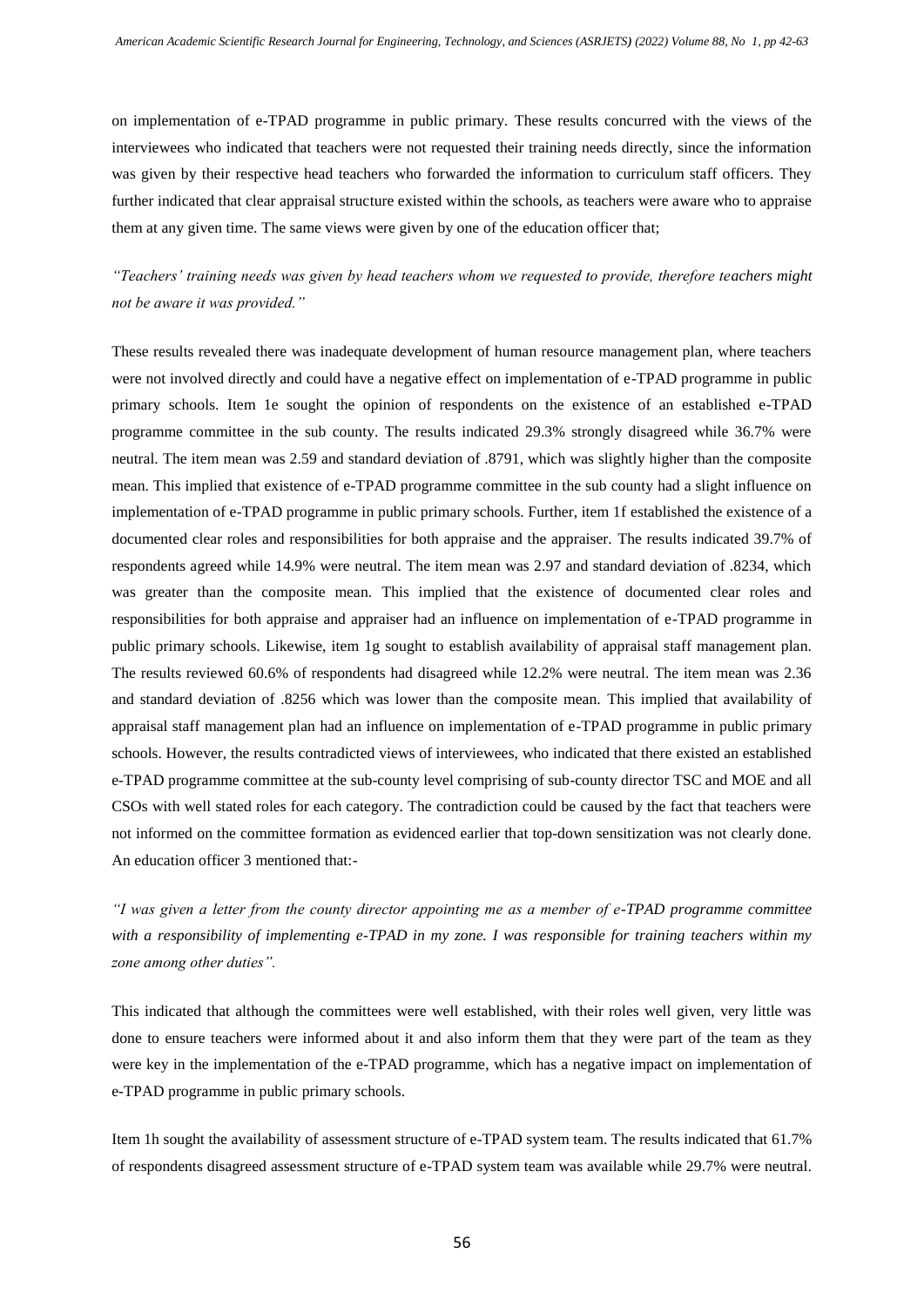on implementation of e-TPAD programme in public primary. These results concurred with the views of the interviewees who indicated that teachers were not requested their training needs directly, since the information was given by their respective head teachers who forwarded the information to curriculum staff officers. They further indicated that clear appraisal structure existed within the schools, as teachers were aware who to appraise them at any given time. The same views were given by one of the education officer that;

*"Teachers' training needs was given by head teachers whom we requested to provide, therefore teachers might not be aware it was provided."*

These results revealed there was inadequate development of human resource management plan, where teachers were not involved directly and could have a negative effect on implementation of e-TPAD programme in public primary schools. Item 1e sought the opinion of respondents on the existence of an established e-TPAD programme committee in the sub county. The results indicated 29.3% strongly disagreed while 36.7% were neutral. The item mean was 2.59 and standard deviation of .8791, which was slightly higher than the composite mean. This implied that existence of e-TPAD programme committee in the sub county had a slight influence on implementation of e-TPAD programme in public primary schools. Further, item 1f established the existence of a documented clear roles and responsibilities for both appraise and the appraiser. The results indicated 39.7% of respondents agreed while 14.9% were neutral. The item mean was 2.97 and standard deviation of .8234, which was greater than the composite mean. This implied that the existence of documented clear roles and responsibilities for both appraise and appraiser had an influence on implementation of e-TPAD programme in public primary schools. Likewise, item 1g sought to establish availability of appraisal staff management plan. The results reviewed 60.6% of respondents had disagreed while 12.2% were neutral. The item mean was 2.36 and standard deviation of .8256 which was lower than the composite mean. This implied that availability of appraisal staff management plan had an influence on implementation of e-TPAD programme in public primary schools. However, the results contradicted views of interviewees, who indicated that there existed an established e-TPAD programme committee at the sub-county level comprising of sub-county director TSC and MOE and all CSOs with well stated roles for each category. The contradiction could be caused by the fact that teachers were not informed on the committee formation as evidenced earlier that top-down sensitization was not clearly done. An education officer 3 mentioned that:-

*"I was given a letter from the county director appointing me as a member of e-TPAD programme committee with a responsibility of implementing e-TPAD in my zone. I was responsible for training teachers within my zone among other duties".*

This indicated that although the committees were well established, with their roles well given, very little was done to ensure teachers were informed about it and also inform them that they were part of the team as they were key in the implementation of the e-TPAD programme, which has a negative impact on implementation of e-TPAD programme in public primary schools.

Item 1h sought the availability of assessment structure of e-TPAD system team. The results indicated that 61.7% of respondents disagreed assessment structure of e-TPAD system team was available while 29.7% were neutral.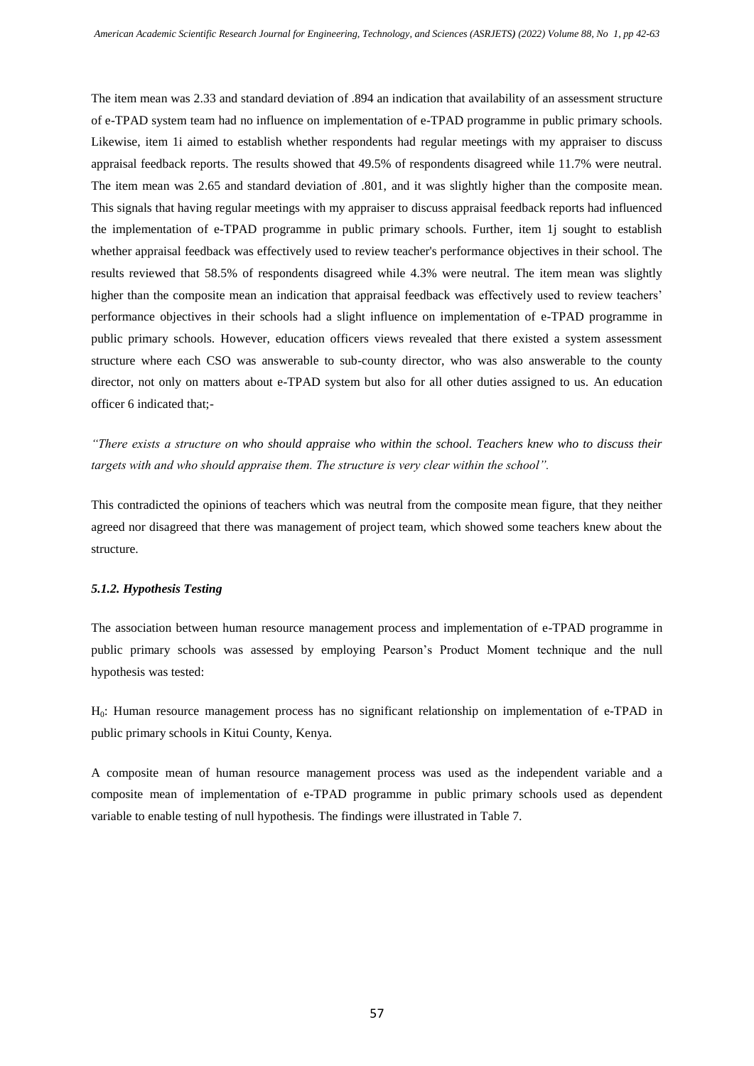The item mean was 2.33 and standard deviation of .894 an indication that availability of an assessment structure of e-TPAD system team had no influence on implementation of e-TPAD programme in public primary schools. Likewise, item 1i aimed to establish whether respondents had regular meetings with my appraiser to discuss appraisal feedback reports. The results showed that 49.5% of respondents disagreed while 11.7% were neutral. The item mean was 2.65 and standard deviation of .801, and it was slightly higher than the composite mean. This signals that having regular meetings with my appraiser to discuss appraisal feedback reports had influenced the implementation of e-TPAD programme in public primary schools. Further, item 1j sought to establish whether appraisal feedback was effectively used to review teacher's performance objectives in their school. The results reviewed that 58.5% of respondents disagreed while 4.3% were neutral. The item mean was slightly higher than the composite mean an indication that appraisal feedback was effectively used to review teachers' performance objectives in their schools had a slight influence on implementation of e-TPAD programme in public primary schools. However, education officers views revealed that there existed a system assessment structure where each CSO was answerable to sub-county director, who was also answerable to the county director, not only on matters about e-TPAD system but also for all other duties assigned to us. An education officer 6 indicated that;-

*"There exists a structure on who should appraise who within the school. Teachers knew who to discuss their targets with and who should appraise them. The structure is very clear within the school".*

This contradicted the opinions of teachers which was neutral from the composite mean figure, that they neither agreed nor disagreed that there was management of project team, which showed some teachers knew about the structure.

#### *5.1.2. Hypothesis Testing*

The association between human resource management process and implementation of e-TPAD programme in public primary schools was assessed by employing Pearson's Product Moment technique and the null hypothesis was tested:

$H_0$: Human resource management process has no significant relationship on implementation of e-TPAD in public primary schools in Kitui County, Kenya.

A composite mean of human resource management process was used as the independent variable and a composite mean of implementation of e-TPAD programme in public primary schools used as dependent variable to enable testing of null hypothesis. The findings were illustrated in Table 7.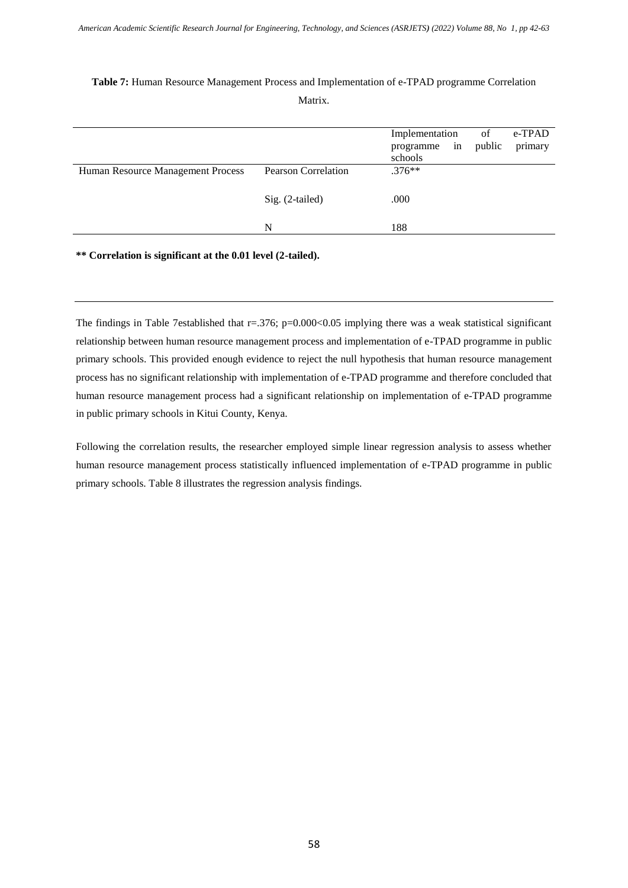**Table 7:** Human Resource Management Process and Implementation of e-TPAD programme Correlation Matrix.

| | | Implementation of e-TPAD programme in public primary schools |
|---|---|---|
| Human Resource Management Process | Pearson Correlation | .376** |
| | Sig. (2-tailed) | .000 |
| | N | 188 |

**** Correlation is significant at the 0.01 level (2-tailed).**

The findings in Table 7established that r=.376; p=0.000<0.05 implying there was a weak statistical significant relationship between human resource management process and implementation of e-TPAD programme in public primary schools. This provided enough evidence to reject the null hypothesis that human resource management process has no significant relationship with implementation of e-TPAD programme and therefore concluded that human resource management process had a significant relationship on implementation of e-TPAD programme in public primary schools in Kitui County, Kenya.

Following the correlation results, the researcher employed simple linear regression analysis to assess whether human resource management process statistically influenced implementation of e-TPAD programme in public primary schools. Table 8 illustrates the regression analysis findings.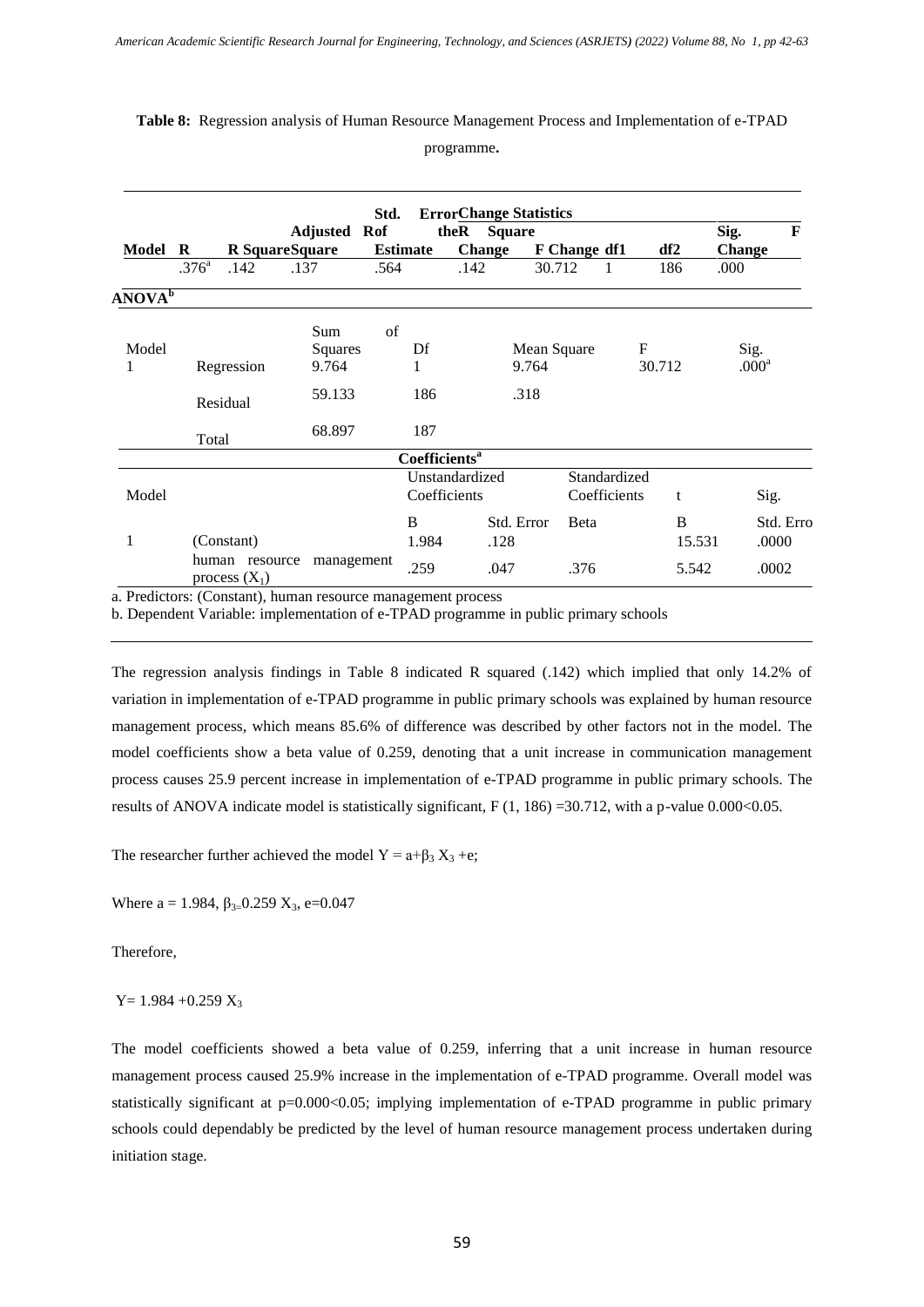**Table 8:** Regression analysis of Human Resource Management Process and Implementation of e-TPAD programme**.**

| Model | R | R Square | Adjusted R Square | Std. Error of the Estimate | R Square Change | F Change | df1 | df2 | Sig. F Change |
|---|---|---|---|---|---|---|---|---|---|
| | .376[a] | .142 | .137 | .564 | .142 | 30.712 | 1 | 186 | .000 |

**ANOVA[b]**

| Model | | Sum of Squares | Df | Mean Square | F | Sig. |
|---|---|---|---|---|---|---|
| 1 | Regression | 9.764 | 1 | 9.764 | 30.712 | .000[a] |
| | Residual | 59.133 | 186 | .318 | | |
| | Total | 68.897 | 187 | | | |

**Coefficients[a]**

| Model | | Unstandardized Coefficients | | Standardized Coefficients | t | Sig. |
|---|---|---|---|---|---|---|
| | | B | Std. Error | Beta | B | Std. Erro |
| 1 | (Constant) | 1.984 | .128 | | 15.531 | .0000 |
| | human resource management process ($X_1$) | .259 | .047 | .376 | 5.542 | .0002 |

a. Predictors: (Constant), human resource management process

b. Dependent Variable: implementation of e-TPAD programme in public primary schools

The regression analysis findings in Table 8 indicated R squared (.142) which implied that only 14.2% of variation in implementation of e-TPAD programme in public primary schools was explained by human resource management process, which means 85.6% of difference was described by other factors not in the model. The model coefficients show a beta value of 0.259, denoting that a unit increase in communication management process causes 25.9 percent increase in implementation of e-TPAD programme in public primary schools. The results of ANOVA indicate model is statistically significant, F (1, 186) =30.712, with a p-value 0.000<0.05.

The researcher further achieved the model $Y = a+\beta_3 X_3 +e$;

Where $a = 1.984$, $\beta_3 = 0.259 X_3$, $e=0.047$

Therefore,

$Y= 1.984 +0.259 X_3$

The model coefficients showed a beta value of 0.259, inferring that a unit increase in human resource management process caused 25.9% increase in the implementation of e-TPAD programme. Overall model was statistically significant at p=0.000<0.05; implying implementation of e-TPAD programme in public primary schools could dependably be predicted by the level of human resource management process undertaken during initiation stage.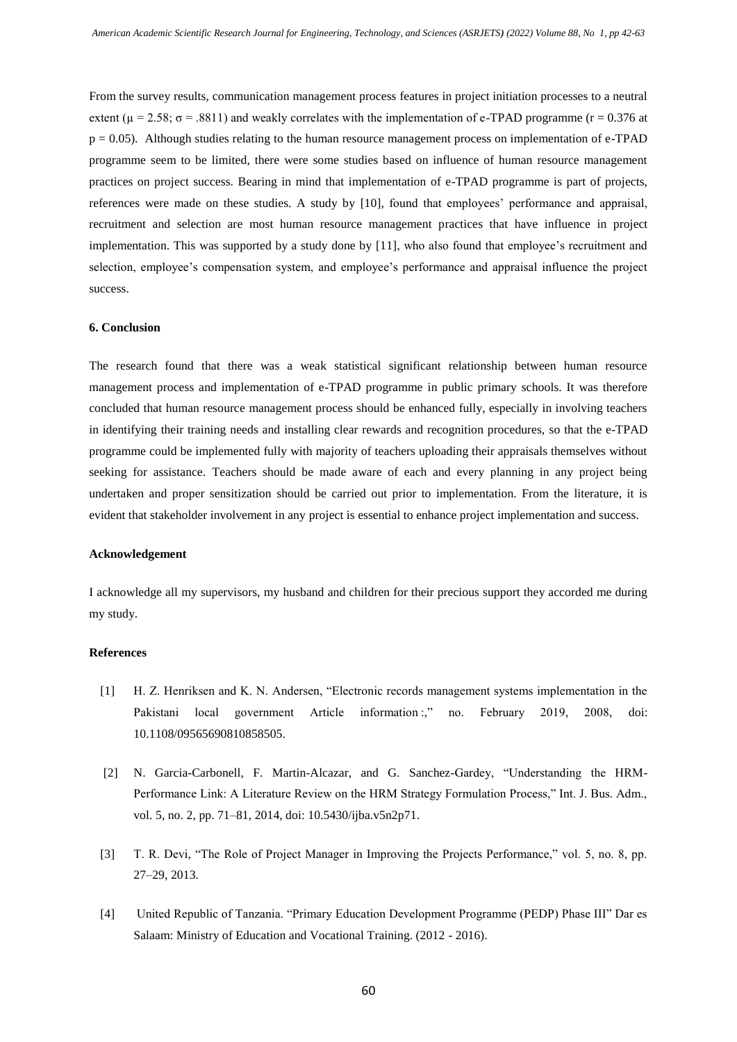From the survey results, communication management process features in project initiation processes to a neutral extent ($\mu = 2.58$; $\sigma = .8811$) and weakly correlates with the implementation of e-TPAD programme ($r = 0.376$ at $p = 0.05$). Although studies relating to the human resource management process on implementation of e-TPAD programme seem to be limited, there were some studies based on influence of human resource management practices on project success. Bearing in mind that implementation of e-TPAD programme is part of projects, references were made on these studies. A study by [10], found that employees' performance and appraisal, recruitment and selection are most human resource management practices that have influence in project implementation. This was supported by a study done by [11], who also found that employee's recruitment and selection, employee's compensation system, and employee's performance and appraisal influence the project success.

## 6. Conclusion

The research found that there was a weak statistical significant relationship between human resource management process and implementation of e-TPAD programme in public primary schools. It was therefore concluded that human resource management process should be enhanced fully, especially in involving teachers in identifying their training needs and installing clear rewards and recognition procedures, so that the e-TPAD programme could be implemented fully with majority of teachers uploading their appraisals themselves without seeking for assistance. Teachers should be made aware of each and every planning in any project being undertaken and proper sensitization should be carried out prior to implementation. From the literature, it is evident that stakeholder involvement in any project is essential to enhance project implementation and success.

## Acknowledgement

I acknowledge all my supervisors, my husband and children for their precious support they accorded me during my study.

## References

[1] H. Z. Henriksen and K. N. Andersen, "Electronic records management systems implementation in the Pakistani local government Article information :," no. February 2019, 2008, doi: 10.1108/09565690810858505.

[2] N. Garcia-Carbonell, F. Martin-Alcazar, and G. Sanchez-Gardey, "Understanding the HRM-Performance Link: A Literature Review on the HRM Strategy Formulation Process," Int. J. Bus. Adm., vol. 5, no. 2, pp. 71–81, 2014, doi: 10.5430/ijba.v5n2p71.

[3] T. R. Devi, "The Role of Project Manager in Improving the Projects Performance," vol. 5, no. 8, pp. 27–29, 2013.

[4] United Republic of Tanzania. "Primary Education Development Programme (PEDP) Phase III" Dar es Salaam: Ministry of Education and Vocational Training. (2012 - 2016).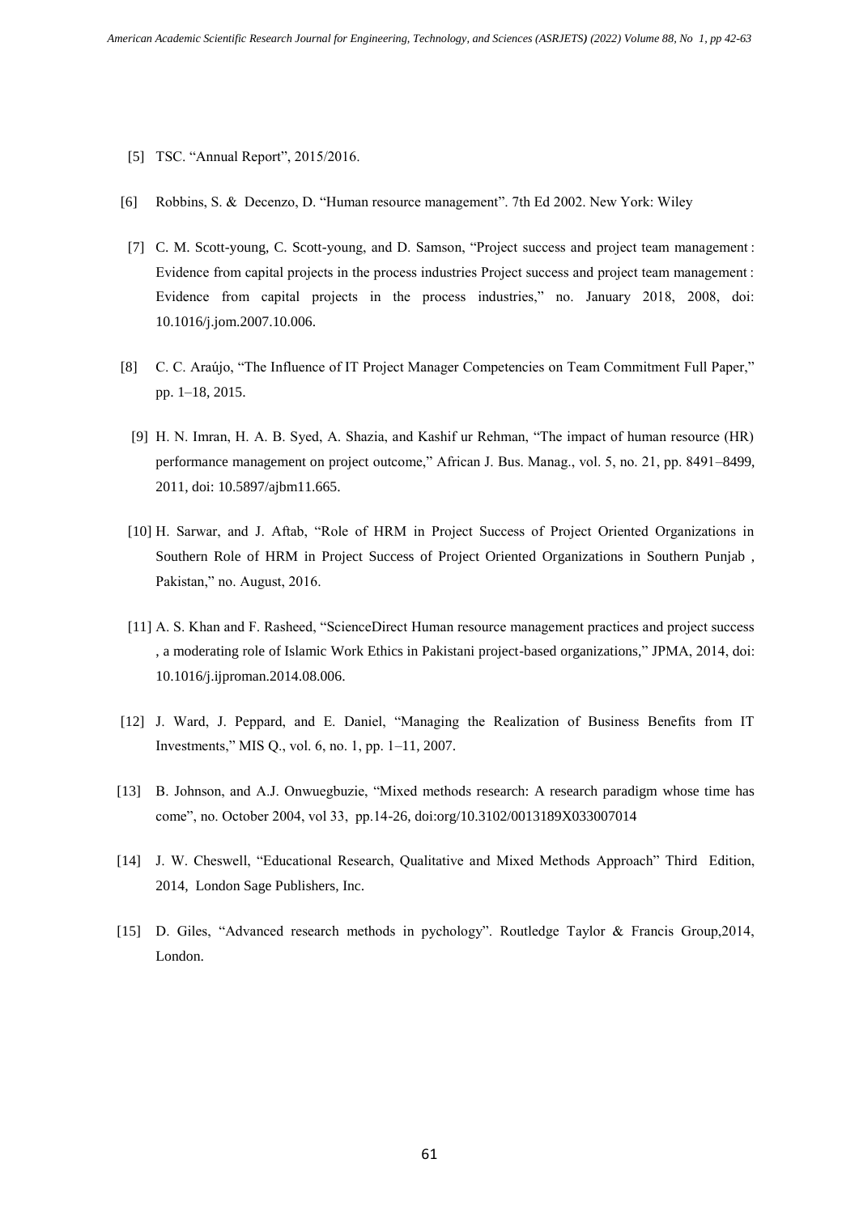[5] TSC. "Annual Report", 2015/2016.

[6] Robbins, S. & Decenzo, D. "Human resource management". 7th Ed 2002. New York: Wiley

[7] C. M. Scott-young, C. Scott-young, and D. Samson, "Project success and project team management : Evidence from capital projects in the process industries Project success and project team management : Evidence from capital projects in the process industries," no. January 2018, 2008, doi: 10.1016/j.jom.2007.10.006.

[8] C. C. Araújo, "The Influence of IT Project Manager Competencies on Team Commitment Full Paper," pp. 1–18, 2015.

[9] H. N. Imran, H. A. B. Syed, A. Shazia, and Kashif ur Rehman, "The impact of human resource (HR) performance management on project outcome," African J. Bus. Manag., vol. 5, no. 21, pp. 8491–8499, 2011, doi: 10.5897/ajbm11.665.

[10] H. Sarwar, and J. Aftab, "Role of HRM in Project Success of Project Oriented Organizations in Southern Role of HRM in Project Success of Project Oriented Organizations in Southern Punjab , Pakistan," no. August, 2016.

[11] A. S. Khan and F. Rasheed, "ScienceDirect Human resource management practices and project success , a moderating role of Islamic Work Ethics in Pakistani project-based organizations," JPMA, 2014, doi: 10.1016/j.ijproman.2014.08.006.

[12] J. Ward, J. Peppard, and E. Daniel, "Managing the Realization of Business Benefits from IT Investments," MIS Q., vol. 6, no. 1, pp. 1–11, 2007.

[13] B. Johnson, and A.J. Onwuegbuzie, "Mixed methods research: A research paradigm whose time has come", no. October 2004, vol 33, pp.14-26, doi:org/10.3102/0013189X033007014

[14] J. W. Cheswell, "Educational Research, Qualitative and Mixed Methods Approach" Third Edition, 2014, London Sage Publishers, Inc.

[15] D. Giles, "Advanced research methods in pychology". Routledge Taylor & Francis Group,2014, London.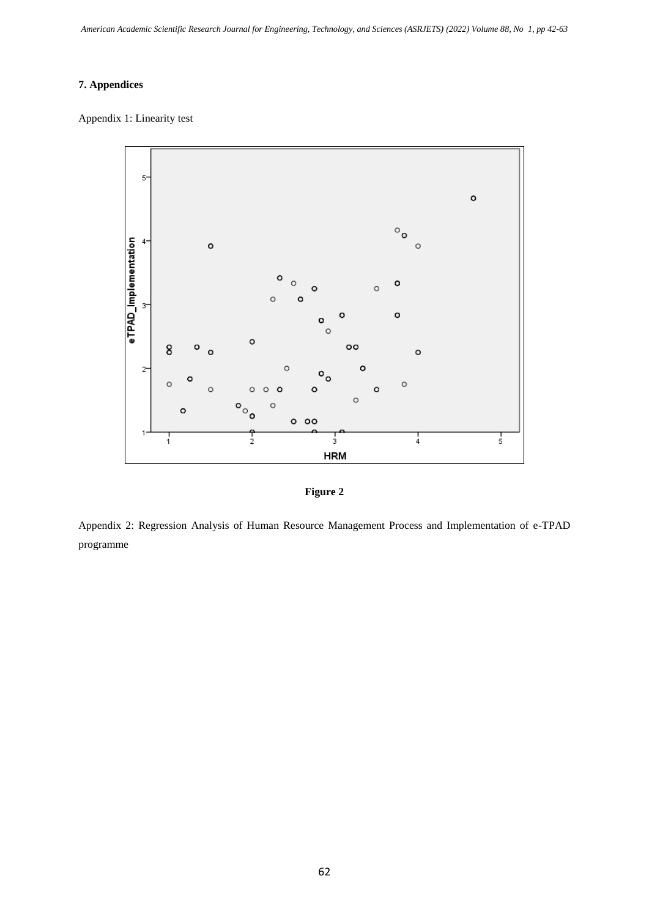## 7. Appendices

Appendix 1: Linearity test

**Figure 2**

Appendix 2: Regression Analysis of Human Resource Management Process and Implementation of e-TPAD programme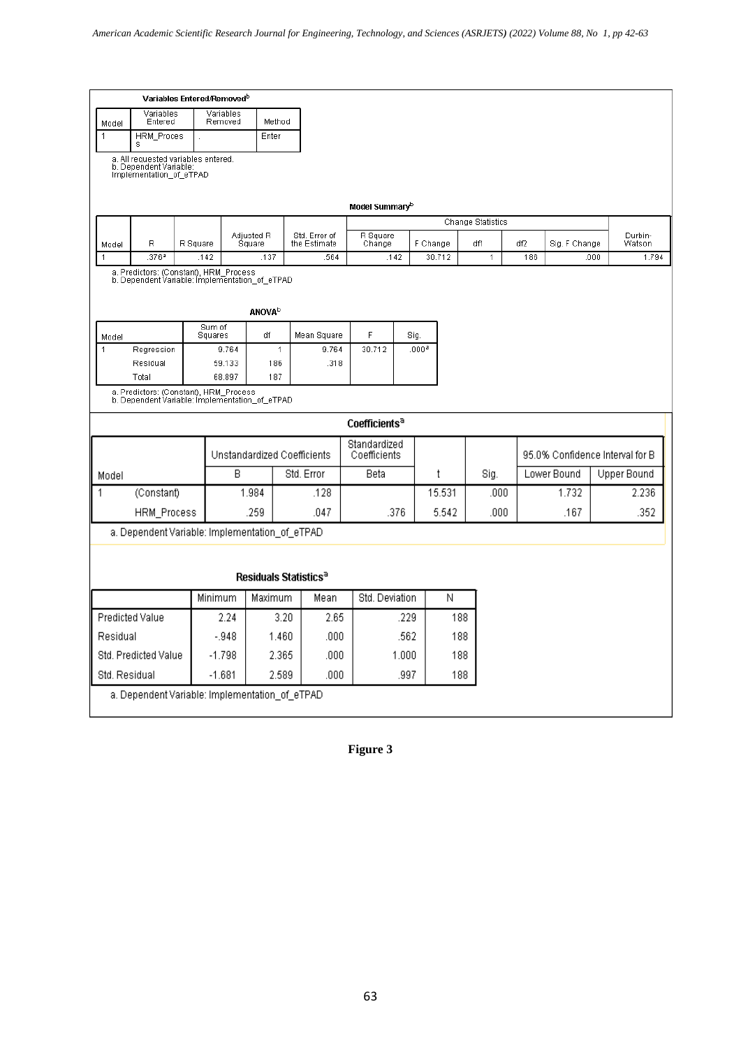**Variables Entered/Removed[b]**

| Model | Variables Entered | Variables Removed | Method |
|---|---|---|---|
| 1 | HRM_Process | . | Enter |

a. All requested variables entered.
b. Dependent Variable: Implementation_of_eTPAD

**Model Summary[b]**

| | | | | | Change Statistics | | | | | |
|---|---|---|---|---|---|---|---|---|---|---|
| Model | R | R Square | Adjusted R Square | Std. Error of the Estimate | R Square Change | F Change | df1 | df2 | Sig. F Change | Durbin-Watson |
| 1 | .376[a] | .142 | .137 | .564 | .142 | 30.712 | 1 | 186 | .000 | 1.794 |

a. Predictors: (Constant), HRM_Process
b. Dependent Variable: Implementation_of_eTPAD

**ANOVA[b]**

| Model | | Sum of Squares | df | Mean Square | F | Sig. |
|---|---|---|---|---|---|---|
| 1 | Regression | 9.764 | 1 | 9.764 | 30.712 | .000[a] |
| | Residual | 59.133 | 186 | .318 | | |
| | Total | 68.897 | 187 | | | |

a. Predictors: (Constant), HRM_Process
b. Dependent Variable: Implementation_of_eTPAD

**Coefficients[a]**

| | | Unstandardized Coefficients | | Standardized Coefficients | | | 95.0% Confidence Interval for B | |
|---|---|---|---|---|---|---|---|---|
| Model | | B | Std. Error | Beta | t | Sig. | Lower Bound | Upper Bound |
| 1 | (Constant) | 1.984 | .128 | | 15.531 | .000 | 1.732 | 2.236 |
| | HRM_Process | .259 | .047 | .376 | 5.542 | .000 | .167 | .352 |

a. Dependent Variable: Implementation_of_eTPAD

**Residuals Statistics[a]**

| | Minimum | Maximum | Mean | Std. Deviation | N |
|---|---|---|---|---|---|
| Predicted Value | 2.24 | 3.20 | 2.65 | .229 | 188 |
| Residual | -.948 | 1.460 | .000 | .562 | 188 |
| Std. Predicted Value | -1.798 | 2.365 | .000 | 1.000 | 188 |
| Std. Residual | -1.681 | 2.589 | .000 | .997 | 188 |

a. Dependent Variable: Implementation_of_eTPAD

**Figure 3**